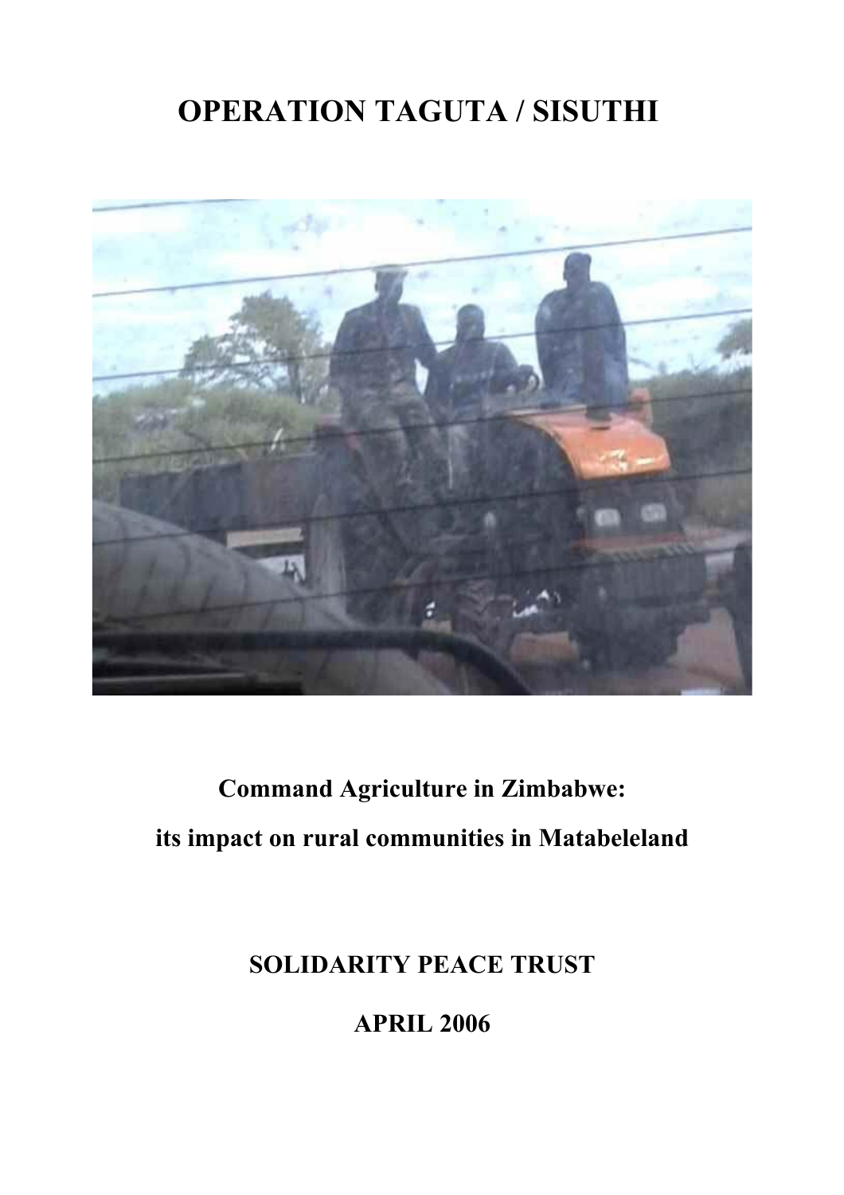# OPERATION TAGUTA / SISUTHI

**Command Agriculture in Zimbabwe:**

**its impact on rural communities in Matabeleland**

**SOLIDARITY PEACE TRUST**

**APRIL 2006**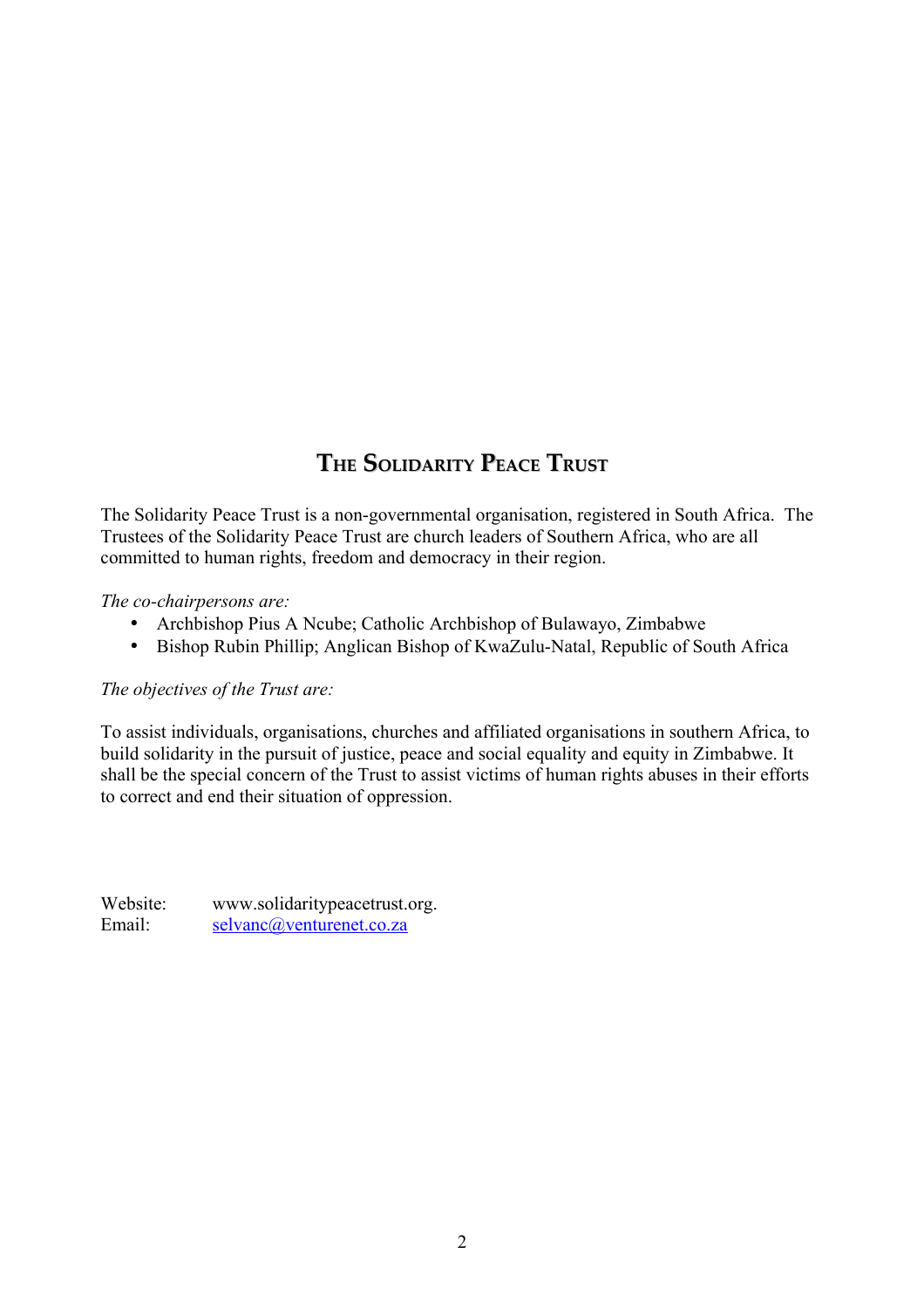# The Solidarity Peace Trust

The Solidarity Peace Trust is a non-governmental organisation, registered in South Africa. The Trustees of the Solidarity Peace Trust are church leaders of Southern Africa, who are all committed to human rights, freedom and democracy in their region.

*The co-chairpersons are:*

- Archbishop Pius A Ncube; Catholic Archbishop of Bulawayo, Zimbabwe
- Bishop Rubin Phillip; Anglican Bishop of KwaZulu-Natal, Republic of South Africa

*The objectives of the Trust are:*

To assist individuals, organisations, churches and affiliated organisations in southern Africa, to build solidarity in the pursuit of justice, peace and social equality and equity in Zimbabwe. It shall be the special concern of the Trust to assist victims of human rights abuses in their efforts to correct and end their situation of oppression.

Website: www.solidaritypeacetrust.org.
Email: selvanc@venturenet.co.za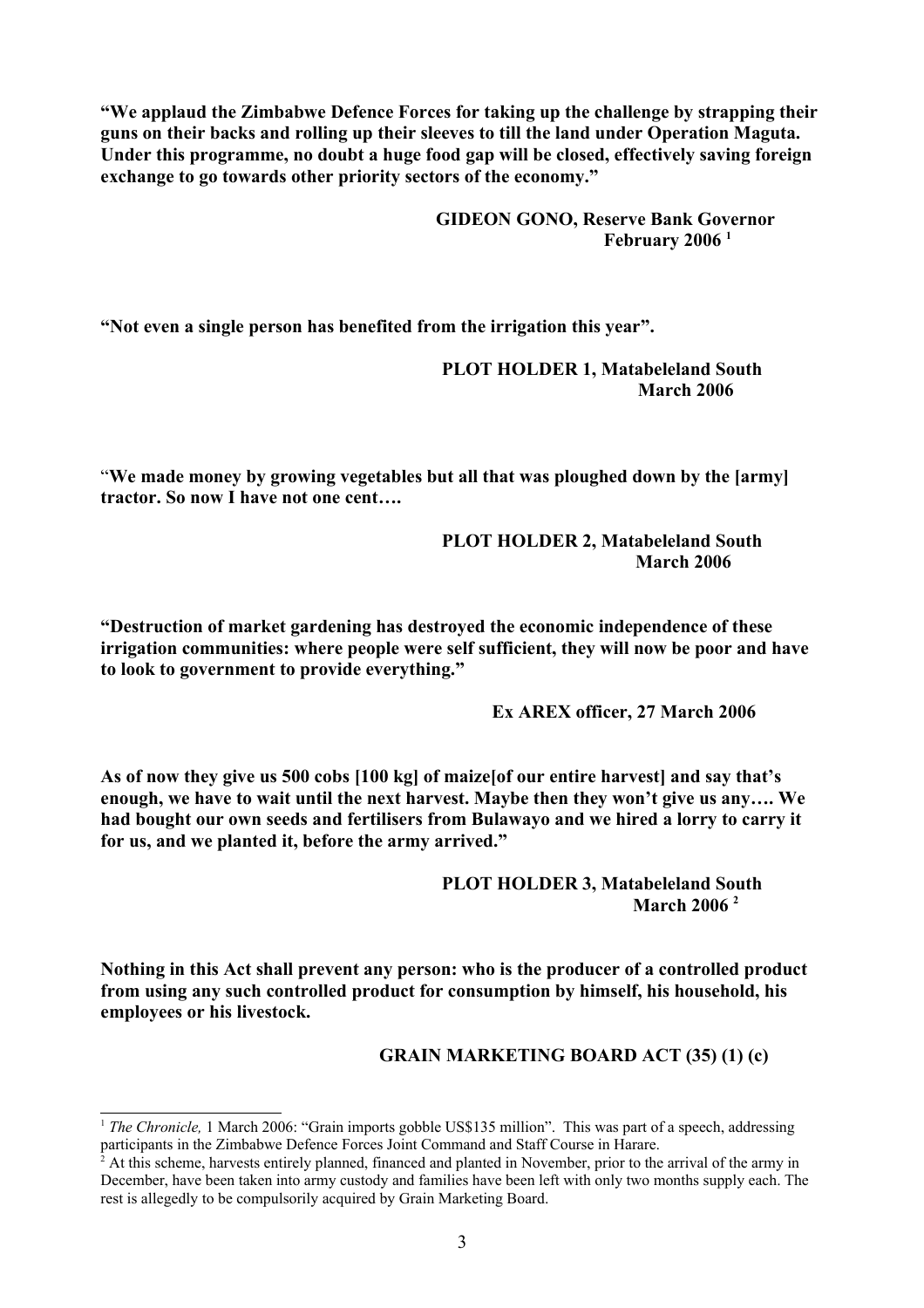**"We applaud the Zimbabwe Defence Forces for taking up the challenge by strapping their guns on their backs and rolling up their sleeves to till the land under Operation Maguta. Under this programme, no doubt a huge food gap will be closed, effectively saving foreign exchange to go towards other priority sectors of the economy."**

**GIDEON GONO, Reserve Bank Governor**
**February 2006** [1]

**"Not even a single person has benefited from the irrigation this year".**

**PLOT HOLDER 1, Matabeleland South**
**March 2006**

"**We made money by growing vegetables but all that was ploughed down by the [army] tractor. So now I have not one cent….**

**PLOT HOLDER 2, Matabeleland South**
**March 2006**

**"Destruction of market gardening has destroyed the economic independence of these irrigation communities: where people were self sufficient, they will now be poor and have to look to government to provide everything."**

**Ex AREX officer, 27 March 2006**

**As of now they give us 500 cobs [100 kg] of maize[of our entire harvest] and say that's enough, we have to wait until the next harvest. Maybe then they won't give us any…. We had bought our own seeds and fertilisers from Bulawayo and we hired a lorry to carry it for us, and we planted it, before the army arrived."**

**PLOT HOLDER 3, Matabeleland South**
**March 2006** [2]

**Nothing in this Act shall prevent any person: who is the producer of a controlled product from using any such controlled product for consumption by himself, his household, his employees or his livestock.**

**GRAIN MARKETING BOARD ACT (35) (1) (c)**

---

[1] *The Chronicle,* 1 March 2006: "Grain imports gobble US$135 million". This was part of a speech, addressing participants in the Zimbabwe Defence Forces Joint Command and Staff Course in Harare.

[2] At this scheme, harvests entirely planned, financed and planted in November, prior to the arrival of the army in December, have been taken into army custody and families have been left with only two months supply each. The rest is allegedly to be compulsorily acquired by Grain Marketing Board.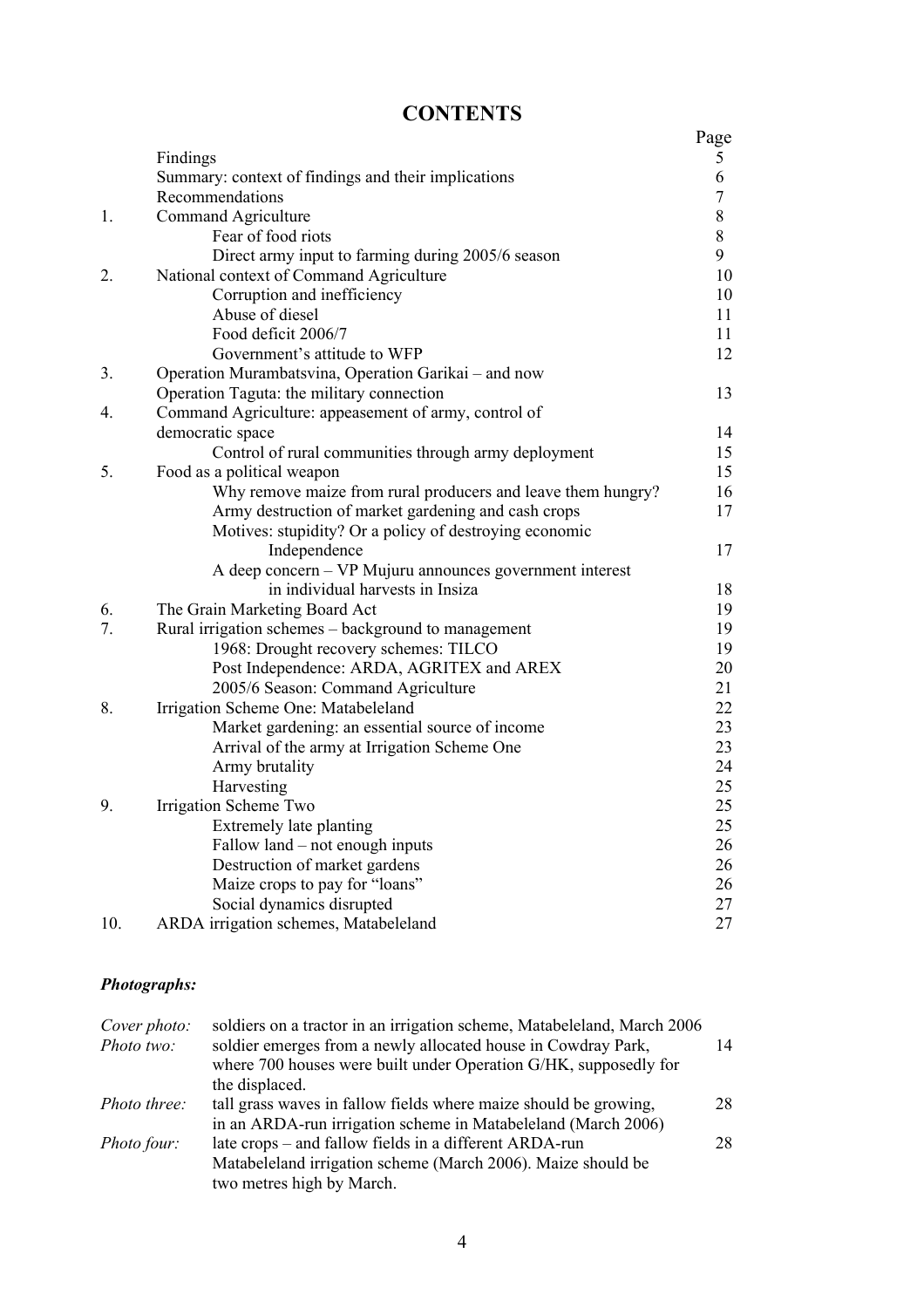# CONTENTS

| | | Page |
|---|---|---|
| | Findings | 5 |
| | Summary: context of findings and their implications | 6 |
| | Recommendations | 7 |
| 1. | Command Agriculture | 8 |
| | Fear of food riots | 8 |
| | Direct army input to farming during 2005/6 season | 9 |
| 2. | National context of Command Agriculture | 10 |
| | Corruption and inefficiency | 10 |
| | Abuse of diesel | 11 |
| | Food deficit 2006/7 | 11 |
| | Government's attitude to WFP | 12 |
| 3. | Operation Murambatsvina, Operation Garikai – and now Operation Taguta: the military connection | 13 |
| 4. | Command Agriculture: appeasement of army, control of democratic space | 14 |
| | Control of rural communities through army deployment | 15 |
| 5. | Food as a political weapon | 15 |
| | Why remove maize from rural producers and leave them hungry? | 16 |
| | Army destruction of market gardening and cash crops | 17 |
| | Motives: stupidity? Or a policy of destroying economic Independence | 17 |
| | A deep concern – VP Mujuru announces government interest in individual harvests in Insiza | 18 |
| 6. | The Grain Marketing Board Act | 19 |
| 7. | Rural irrigation schemes – background to management | 19 |
| | 1968: Drought recovery schemes: TILCO | 19 |
| | Post Independence: ARDA, AGRITEX and AREX | 20 |
| | 2005/6 Season: Command Agriculture | 21 |
| 8. | Irrigation Scheme One: Matabeleland | 22 |
| | Market gardening: an essential source of income | 23 |
| | Arrival of the army at Irrigation Scheme One | 23 |
| | Army brutality | 24 |
| | Harvesting | 25 |
| 9. | Irrigation Scheme Two | 25 |
| | Extremely late planting | 25 |
| | Fallow land – not enough inputs | 26 |
| | Destruction of market gardens | 26 |
| | Maize crops to pay for "loans" | 26 |
| | Social dynamics disrupted | 27 |
| 10. | ARDA irrigation schemes, Matabeleland | 27 |

***Photographs:***

| | | |
|---|---|---|
| *Cover photo:* | soldiers on a tractor in an irrigation scheme, Matabeleland, March 2006 | |
| *Photo two:* | soldier emerges from a newly allocated house in Cowdray Park, where 700 houses were built under Operation G/HK, supposedly for the displaced. | 14 |
| *Photo three:* | tall grass waves in fallow fields where maize should be growing, in an ARDA-run irrigation scheme in Matabeleland (March 2006) | 28 |
| *Photo four:* | late crops – and fallow fields in a different ARDA-run Matabeleland irrigation scheme (March 2006). Maize should be two metres high by March. | 28 |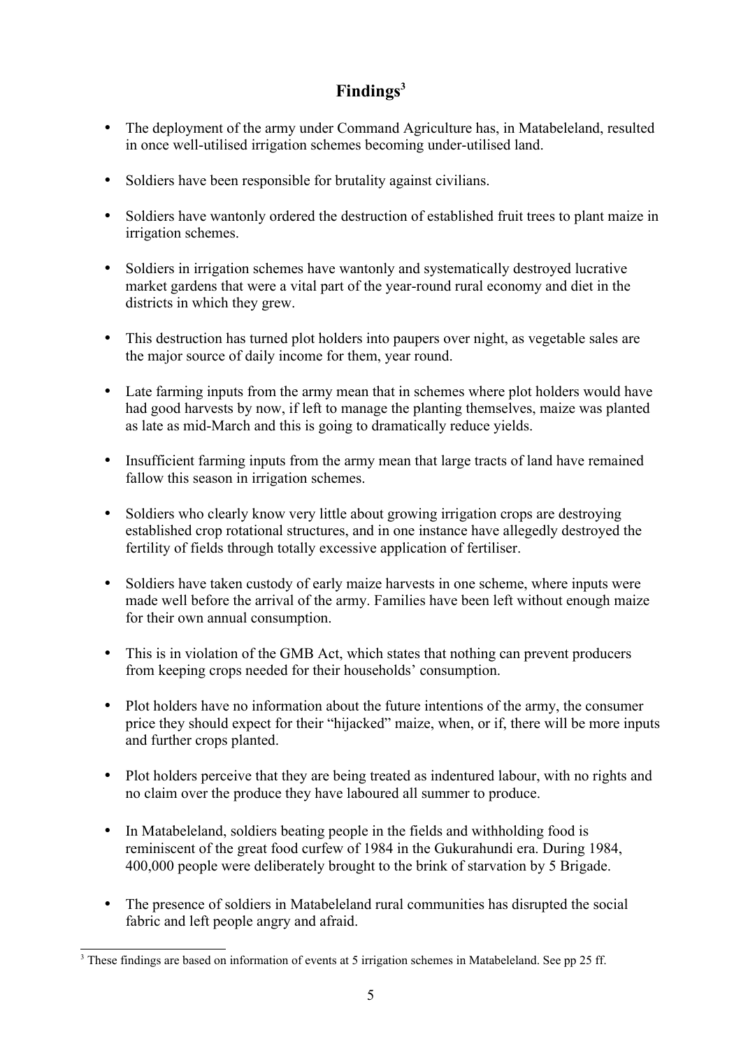## Findings[3]

- The deployment of the army under Command Agriculture has, in Matabeleland, resulted in once well-utilised irrigation schemes becoming under-utilised land.
- Soldiers have been responsible for brutality against civilians.
- Soldiers have wantonly ordered the destruction of established fruit trees to plant maize in irrigation schemes.
- Soldiers in irrigation schemes have wantonly and systematically destroyed lucrative market gardens that were a vital part of the year-round rural economy and diet in the districts in which they grew.
- This destruction has turned plot holders into paupers over night, as vegetable sales are the major source of daily income for them, year round.
- Late farming inputs from the army mean that in schemes where plot holders would have had good harvests by now, if left to manage the planting themselves, maize was planted as late as mid-March and this is going to dramatically reduce yields.
- Insufficient farming inputs from the army mean that large tracts of land have remained fallow this season in irrigation schemes.
- Soldiers who clearly know very little about growing irrigation crops are destroying established crop rotational structures, and in one instance have allegedly destroyed the fertility of fields through totally excessive application of fertiliser.
- Soldiers have taken custody of early maize harvests in one scheme, where inputs were made well before the arrival of the army. Families have been left without enough maize for their own annual consumption.
- This is in violation of the GMB Act, which states that nothing can prevent producers from keeping crops needed for their households' consumption.
- Plot holders have no information about the future intentions of the army, the consumer price they should expect for their "hijacked" maize, when, or if, there will be more inputs and further crops planted.
- Plot holders perceive that they are being treated as indentured labour, with no rights and no claim over the produce they have laboured all summer to produce.
- In Matabeleland, soldiers beating people in the fields and withholding food is reminiscent of the great food curfew of 1984 in the Gukurahundi era. During 1984, 400,000 people were deliberately brought to the brink of starvation by 5 Brigade.
- The presence of soldiers in Matabeleland rural communities has disrupted the social fabric and left people angry and afraid.

[3] These findings are based on information of events at 5 irrigation schemes in Matabeleland. See pp 25 ff.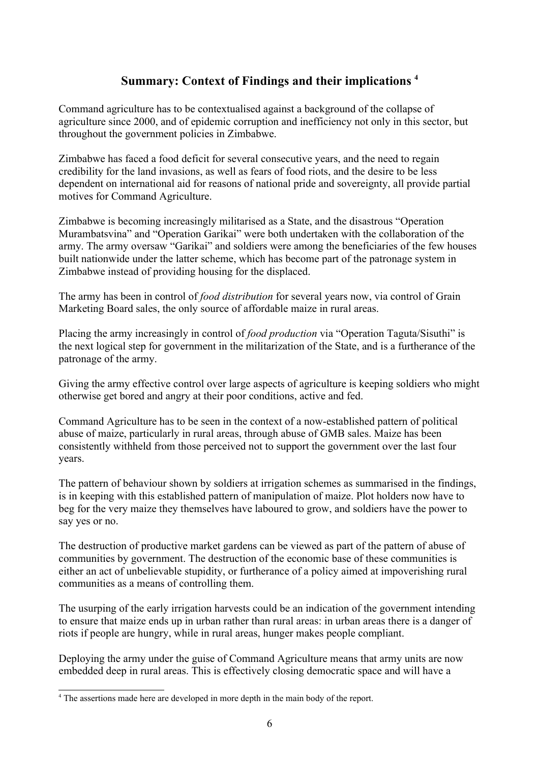## Summary: Context of Findings and their implications [4]

Command agriculture has to be contextualised against a background of the collapse of agriculture since 2000, and of epidemic corruption and inefficiency not only in this sector, but throughout the government policies in Zimbabwe.

Zimbabwe has faced a food deficit for several consecutive years, and the need to regain credibility for the land invasions, as well as fears of food riots, and the desire to be less dependent on international aid for reasons of national pride and sovereignty, all provide partial motives for Command Agriculture.

Zimbabwe is becoming increasingly militarised as a State, and the disastrous "Operation Murambatsvina" and "Operation Garikai" were both undertaken with the collaboration of the army. The army oversaw "Garikai" and soldiers were among the beneficiaries of the few houses built nationwide under the latter scheme, which has become part of the patronage system in Zimbabwe instead of providing housing for the displaced.

The army has been in control of *food distribution* for several years now, via control of Grain Marketing Board sales, the only source of affordable maize in rural areas.

Placing the army increasingly in control of *food production* via "Operation Taguta/Sisuthi" is the next logical step for government in the militarization of the State, and is a furtherance of the patronage of the army.

Giving the army effective control over large aspects of agriculture is keeping soldiers who might otherwise get bored and angry at their poor conditions, active and fed.

Command Agriculture has to be seen in the context of a now-established pattern of political abuse of maize, particularly in rural areas, through abuse of GMB sales. Maize has been consistently withheld from those perceived not to support the government over the last four years.

The pattern of behaviour shown by soldiers at irrigation schemes as summarised in the findings, is in keeping with this established pattern of manipulation of maize. Plot holders now have to beg for the very maize they themselves have laboured to grow, and soldiers have the power to say yes or no.

The destruction of productive market gardens can be viewed as part of the pattern of abuse of communities by government. The destruction of the economic base of these communities is either an act of unbelievable stupidity, or furtherance of a policy aimed at impoverishing rural communities as a means of controlling them.

The usurping of the early irrigation harvests could be an indication of the government intending to ensure that maize ends up in urban rather than rural areas: in urban areas there is a danger of riots if people are hungry, while in rural areas, hunger makes people compliant.

Deploying the army under the guise of Command Agriculture means that army units are now embedded deep in rural areas. This is effectively closing democratic space and will have a

---

[4] The assertions made here are developed in more depth in the main body of the report.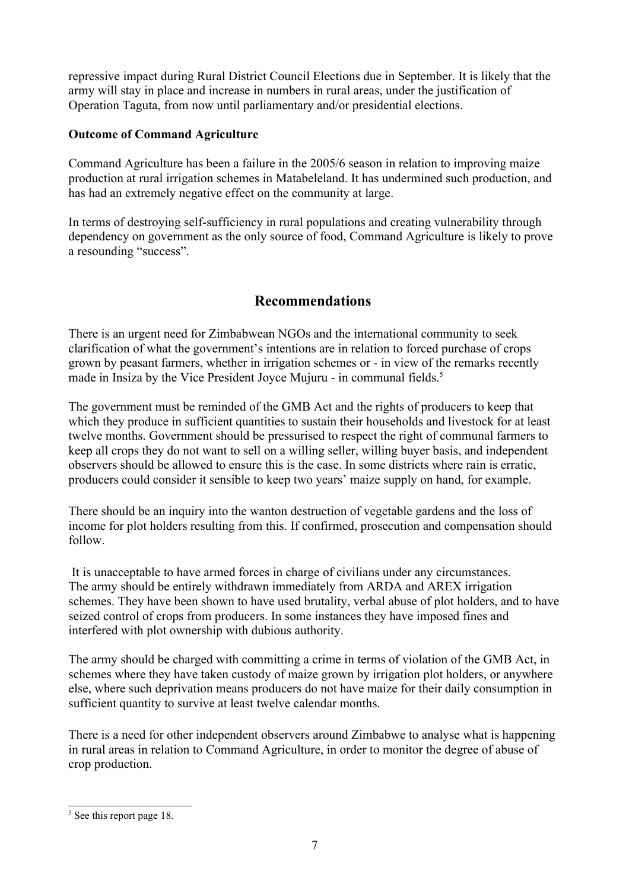repressive impact during Rural District Council Elections due in September. It is likely that the army will stay in place and increase in numbers in rural areas, under the justification of Operation Taguta, from now until parliamentary and/or presidential elections.

**Outcome of Command Agriculture**

Command Agriculture has been a failure in the 2005/6 season in relation to improving maize production at rural irrigation schemes in Matabeleland. It has undermined such production, and has had an extremely negative effect on the community at large.

In terms of destroying self-sufficiency in rural populations and creating vulnerability through dependency on government as the only source of food, Command Agriculture is likely to prove a resounding "success".

## Recommendations

There is an urgent need for Zimbabwean NGOs and the international community to seek clarification of what the government's intentions are in relation to forced purchase of crops grown by peasant farmers, whether in irrigation schemes or - in view of the remarks recently made in Insiza by the Vice President Joyce Mujuru - in communal fields.[5]

The government must be reminded of the GMB Act and the rights of producers to keep that which they produce in sufficient quantities to sustain their households and livestock for at least twelve months. Government should be pressurised to respect the right of communal farmers to keep all crops they do not want to sell on a willing seller, willing buyer basis, and independent observers should be allowed to ensure this is the case. In some districts where rain is erratic, producers could consider it sensible to keep two years' maize supply on hand, for example.

There should be an inquiry into the wanton destruction of vegetable gardens and the loss of income for plot holders resulting from this. If confirmed, prosecution and compensation should follow.

It is unacceptable to have armed forces in charge of civilians under any circumstances. The army should be entirely withdrawn immediately from ARDA and AREX irrigation schemes. They have been shown to have used brutality, verbal abuse of plot holders, and to have seized control of crops from producers. In some instances they have imposed fines and interfered with plot ownership with dubious authority.

The army should be charged with committing a crime in terms of violation of the GMB Act, in schemes where they have taken custody of maize grown by irrigation plot holders, or anywhere else, where such deprivation means producers do not have maize for their daily consumption in sufficient quantity to survive at least twelve calendar months.

There is a need for other independent observers around Zimbabwe to analyse what is happening in rural areas in relation to Command Agriculture, in order to monitor the degree of abuse of crop production.

---

[5] See this report page 18.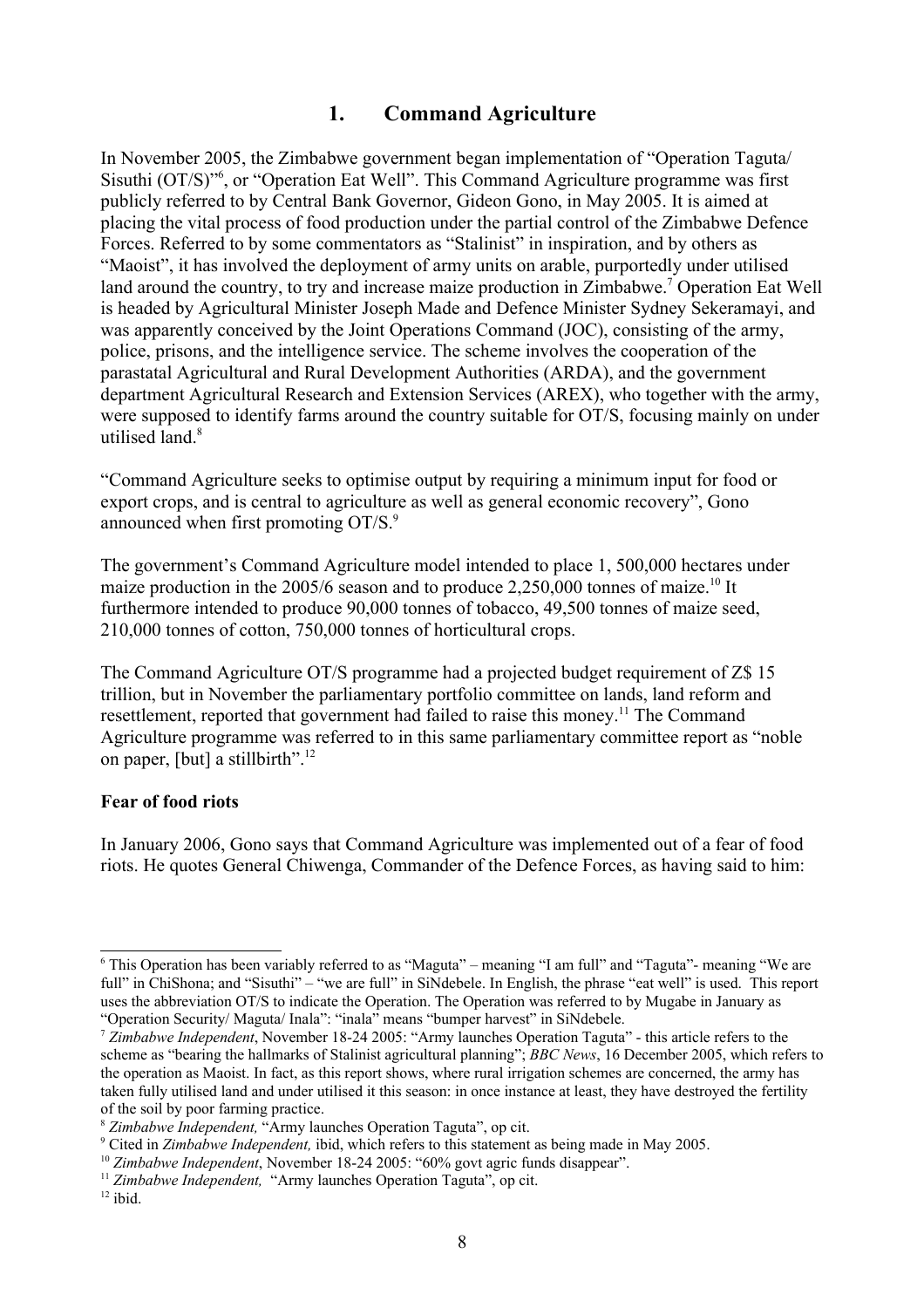# 1. Command Agriculture

In November 2005, the Zimbabwe government began implementation of "Operation Taguta/ Sisuthi (OT/S)"[6], or "Operation Eat Well". This Command Agriculture programme was first publicly referred to by Central Bank Governor, Gideon Gono, in May 2005. It is aimed at placing the vital process of food production under the partial control of the Zimbabwe Defence Forces. Referred to by some commentators as "Stalinist" in inspiration, and by others as "Maoist", it has involved the deployment of army units on arable, purportedly under utilised land around the country, to try and increase maize production in Zimbabwe.[7] Operation Eat Well is headed by Agricultural Minister Joseph Made and Defence Minister Sydney Sekeramayi, and was apparently conceived by the Joint Operations Command (JOC), consisting of the army, police, prisons, and the intelligence service. The scheme involves the cooperation of the parastatal Agricultural and Rural Development Authorities (ARDA), and the government department Agricultural Research and Extension Services (AREX), who together with the army, were supposed to identify farms around the country suitable for OT/S, focusing mainly on under utilised land.[8]

"Command Agriculture seeks to optimise output by requiring a minimum input for food or export crops, and is central to agriculture as well as general economic recovery", Gono announced when first promoting OT/S.[9]

The government's Command Agriculture model intended to place 1, 500,000 hectares under maize production in the 2005/6 season and to produce 2,250,000 tonnes of maize.[10] It furthermore intended to produce 90,000 tonnes of tobacco, 49,500 tonnes of maize seed, 210,000 tonnes of cotton, 750,000 tonnes of horticultural crops.

The Command Agriculture OT/S programme had a projected budget requirement of Z$ 15 trillion, but in November the parliamentary portfolio committee on lands, land reform and resettlement, reported that government had failed to raise this money.[11] The Command Agriculture programme was referred to in this same parliamentary committee report as "noble on paper, [but] a stillbirth".[12]

**Fear of food riots**

In January 2006, Gono says that Command Agriculture was implemented out of a fear of food riots. He quotes General Chiwenga, Commander of the Defence Forces, as having said to him:

---

[6] This Operation has been variably referred to as "Maguta" – meaning "I am full" and "Taguta"- meaning "We are full" in ChiShona; and "Sisuthi" – "we are full" in SiNdebele. In English, the phrase "eat well" is used. This report uses the abbreviation OT/S to indicate the Operation. The Operation was referred to by Mugabe in January as "Operation Security/ Maguta/ Inala": "inala" means "bumper harvest" in SiNdebele.

[7] *Zimbabwe Independent*, November 18-24 2005: "Army launches Operation Taguta" - this article refers to the scheme as "bearing the hallmarks of Stalinist agricultural planning"; *BBC News*, 16 December 2005, which refers to the operation as Maoist. In fact, as this report shows, where rural irrigation schemes are concerned, the army has taken fully utilised land and under utilised it this season: in once instance at least, they have destroyed the fertility of the soil by poor farming practice.

[8] *Zimbabwe Independent,* "Army launches Operation Taguta", op cit.

[9] Cited in *Zimbabwe Independent,* ibid, which refers to this statement as being made in May 2005.

[10] *Zimbabwe Independent*, November 18-24 2005: "60% govt agric funds disappear".

[11] *Zimbabwe Independent,* "Army launches Operation Taguta", op cit.

[12] ibid.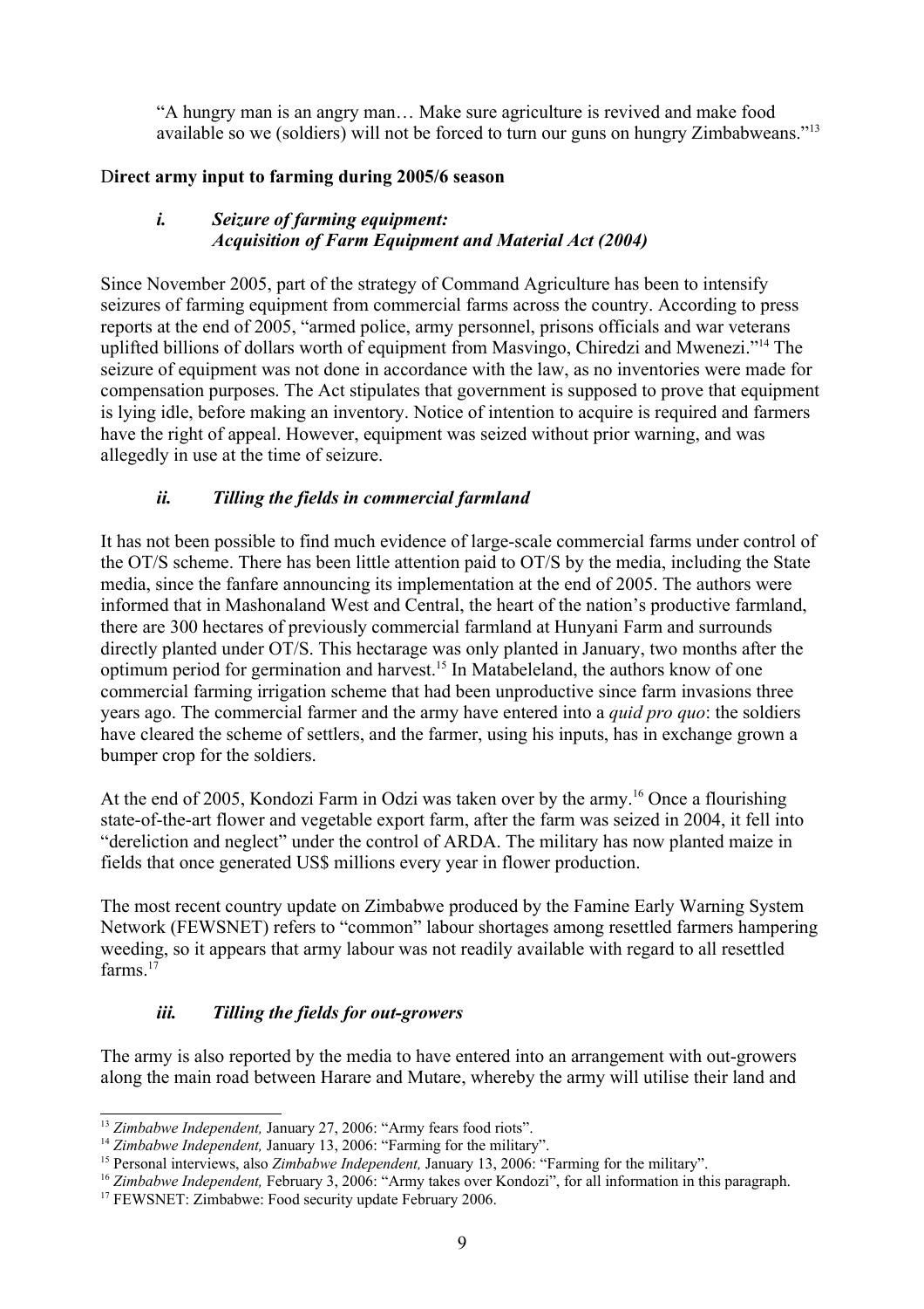"A hungry man is an angry man… Make sure agriculture is revived and make food available so we (soldiers) will not be forced to turn our guns on hungry Zimbabweans."[13]

### Direct army input to farming during 2005/6 season

#### *i. Seizure of farming equipment: Acquisition of Farm Equipment and Material Act (2004)*

Since November 2005, part of the strategy of Command Agriculture has been to intensify seizures of farming equipment from commercial farms across the country. According to press reports at the end of 2005, "armed police, army personnel, prisons officials and war veterans uplifted billions of dollars worth of equipment from Masvingo, Chiredzi and Mwenezi."[14] The seizure of equipment was not done in accordance with the law, as no inventories were made for compensation purposes. The Act stipulates that government is supposed to prove that equipment is lying idle, before making an inventory. Notice of intention to acquire is required and farmers have the right of appeal. However, equipment was seized without prior warning, and was allegedly in use at the time of seizure.

#### *ii. Tilling the fields in commercial farmland*

It has not been possible to find much evidence of large-scale commercial farms under control of the OT/S scheme. There has been little attention paid to OT/S by the media, including the State media, since the fanfare announcing its implementation at the end of 2005. The authors were informed that in Mashonaland West and Central, the heart of the nation's productive farmland, there are 300 hectares of previously commercial farmland at Hunyani Farm and surrounds directly planted under OT/S. This hectarage was only planted in January, two months after the optimum period for germination and harvest.[15] In Matabeleland, the authors know of one commercial farming irrigation scheme that had been unproductive since farm invasions three years ago. The commercial farmer and the army have entered into a *quid pro quo*: the soldiers have cleared the scheme of settlers, and the farmer, using his inputs, has in exchange grown a bumper crop for the soldiers.

At the end of 2005, Kondozi Farm in Odzi was taken over by the army.[16] Once a flourishing state-of-the-art flower and vegetable export farm, after the farm was seized in 2004, it fell into "dereliction and neglect" under the control of ARDA. The military has now planted maize in fields that once generated US$ millions every year in flower production.

The most recent country update on Zimbabwe produced by the Famine Early Warning System Network (FEWSNET) refers to "common" labour shortages among resettled farmers hampering weeding, so it appears that army labour was not readily available with regard to all resettled farms.[17]

#### *iii. Tilling the fields for out-growers*

The army is also reported by the media to have entered into an arrangement with out-growers along the main road between Harare and Mutare, whereby the army will utilise their land and

---

[13] *Zimbabwe Independent,* January 27, 2006: "Army fears food riots".

[14] *Zimbabwe Independent,* January 13, 2006: "Farming for the military".

[15] Personal interviews, also *Zimbabwe Independent,* January 13, 2006: "Farming for the military".

[16] *Zimbabwe Independent,* February 3, 2006: "Army takes over Kondozi", for all information in this paragraph.

[17] FEWSNET: Zimbabwe: Food security update February 2006.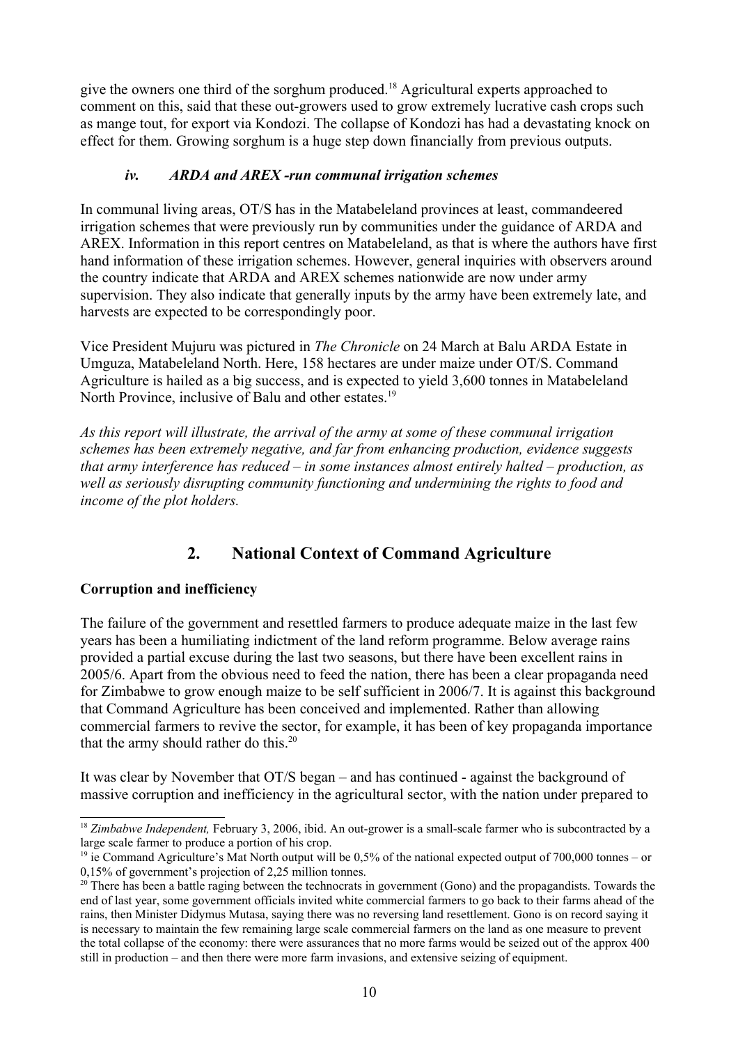give the owners one third of the sorghum produced.[18] Agricultural experts approached to comment on this, said that these out-growers used to grow extremely lucrative cash crops such as mange tout, for export via Kondozi. The collapse of Kondozi has had a devastating knock on effect for them. Growing sorghum is a huge step down financially from previous outputs.

#### *iv. ARDA and AREX -run communal irrigation schemes*

In communal living areas, OT/S has in the Matabeleland provinces at least, commandeered irrigation schemes that were previously run by communities under the guidance of ARDA and AREX. Information in this report centres on Matabeleland, as that is where the authors have first hand information of these irrigation schemes. However, general inquiries with observers around the country indicate that ARDA and AREX schemes nationwide are now under army supervision. They also indicate that generally inputs by the army have been extremely late, and harvests are expected to be correspondingly poor.

Vice President Mujuru was pictured in *The Chronicle* on 24 March at Balu ARDA Estate in Umguza, Matabeleland North. Here, 158 hectares are under maize under OT/S. Command Agriculture is hailed as a big success, and is expected to yield 3,600 tonnes in Matabeleland North Province, inclusive of Balu and other estates.[19]

*As this report will illustrate, the arrival of the army at some of these communal irrigation schemes has been extremely negative, and far from enhancing production, evidence suggests that army interference has reduced – in some instances almost entirely halted – production, as well as seriously disrupting community functioning and undermining the rights to food and income of the plot holders.*

## 2. National Context of Command Agriculture

**Corruption and inefficiency**

The failure of the government and resettled farmers to produce adequate maize in the last few years has been a humiliating indictment of the land reform programme. Below average rains provided a partial excuse during the last two seasons, but there have been excellent rains in 2005/6. Apart from the obvious need to feed the nation, there has been a clear propaganda need for Zimbabwe to grow enough maize to be self sufficient in 2006/7. It is against this background that Command Agriculture has been conceived and implemented. Rather than allowing commercial farmers to revive the sector, for example, it has been of key propaganda importance that the army should rather do this.[20]

It was clear by November that OT/S began – and has continued - against the background of massive corruption and inefficiency in the agricultural sector, with the nation under prepared to

---

[18] *Zimbabwe Independent,* February 3, 2006, ibid. An out-grower is a small-scale farmer who is subcontracted by a large scale farmer to produce a portion of his crop.

[19] ie Command Agriculture's Mat North output will be 0,5% of the national expected output of 700,000 tonnes – or 0,15% of government's projection of 2,25 million tonnes.

[20] There has been a battle raging between the technocrats in government (Gono) and the propagandists. Towards the end of last year, some government officials invited white commercial farmers to go back to their farms ahead of the rains, then Minister Didymus Mutasa, saying there was no reversing land resettlement. Gono is on record saying it is necessary to maintain the few remaining large scale commercial farmers on the land as one measure to prevent the total collapse of the economy: there were assurances that no more farms would be seized out of the approx 400 still in production – and then there were more farm invasions, and extensive seizing of equipment.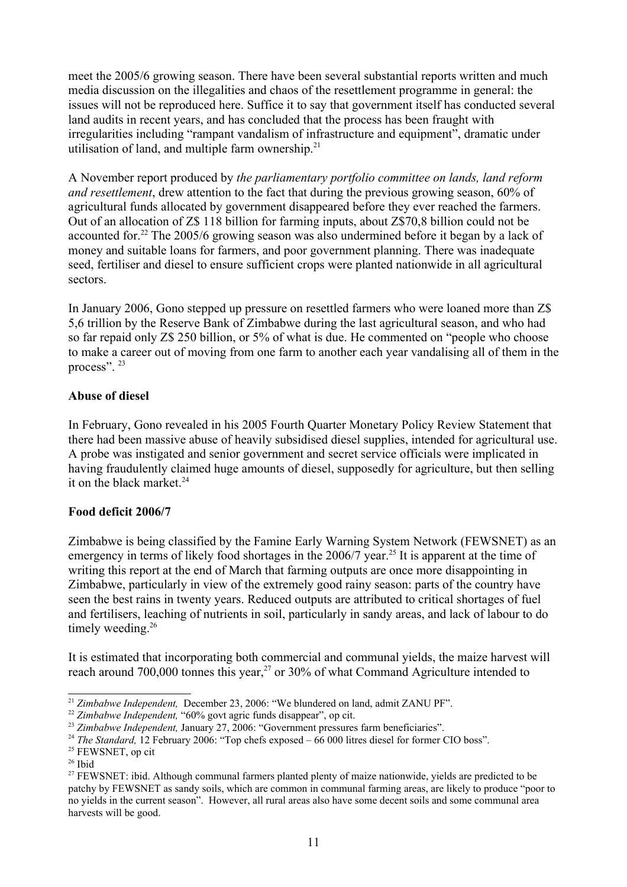meet the 2005/6 growing season. There have been several substantial reports written and much media discussion on the illegalities and chaos of the resettlement programme in general: the issues will not be reproduced here. Suffice it to say that government itself has conducted several land audits in recent years, and has concluded that the process has been fraught with irregularities including "rampant vandalism of infrastructure and equipment", dramatic under utilisation of land, and multiple farm ownership.[21]

A November report produced by *the parliamentary portfolio committee on lands, land reform and resettlement*, drew attention to the fact that during the previous growing season, 60% of agricultural funds allocated by government disappeared before they ever reached the farmers. Out of an allocation of Z$ 118 billion for farming inputs, about Z$70,8 billion could not be accounted for.[22] The 2005/6 growing season was also undermined before it began by a lack of money and suitable loans for farmers, and poor government planning. There was inadequate seed, fertiliser and diesel to ensure sufficient crops were planted nationwide in all agricultural sectors.

In January 2006, Gono stepped up pressure on resettled farmers who were loaned more than Z$ 5,6 trillion by the Reserve Bank of Zimbabwe during the last agricultural season, and who had so far repaid only Z$ 250 billion, or 5% of what is due. He commented on "people who choose to make a career out of moving from one farm to another each year vandalising all of them in the process". [23]

**Abuse of diesel**

In February, Gono revealed in his 2005 Fourth Quarter Monetary Policy Review Statement that there had been massive abuse of heavily subsidised diesel supplies, intended for agricultural use. A probe was instigated and senior government and secret service officials were implicated in having fraudulently claimed huge amounts of diesel, supposedly for agriculture, but then selling it on the black market.[24]

**Food deficit 2006/7**

Zimbabwe is being classified by the Famine Early Warning System Network (FEWSNET) as an emergency in terms of likely food shortages in the 2006/7 year.[25] It is apparent at the time of writing this report at the end of March that farming outputs are once more disappointing in Zimbabwe, particularly in view of the extremely good rainy season: parts of the country have seen the best rains in twenty years. Reduced outputs are attributed to critical shortages of fuel and fertilisers, leaching of nutrients in soil, particularly in sandy areas, and lack of labour to do timely weeding.[26]

It is estimated that incorporating both commercial and communal yields, the maize harvest will reach around 700,000 tonnes this year,[27] or 30% of what Command Agriculture intended to

---

[21] *Zimbabwe Independent,* December 23, 2006: "We blundered on land, admit ZANU PF".

[22] *Zimbabwe Independent,* "60% govt agric funds disappear", op cit.

[23] *Zimbabwe Independent,* January 27, 2006: "Government pressures farm beneficiaries".

[24] *The Standard,* 12 February 2006: "Top chefs exposed – 66 000 litres diesel for former CIO boss".

[25] FEWSNET, op cit

[26] Ibid

[27] FEWSNET: ibid. Although communal farmers planted plenty of maize nationwide, yields are predicted to be patchy by FEWSNET as sandy soils, which are common in communal farming areas, are likely to produce "poor to no yields in the current season". However, all rural areas also have some decent soils and some communal area harvests will be good.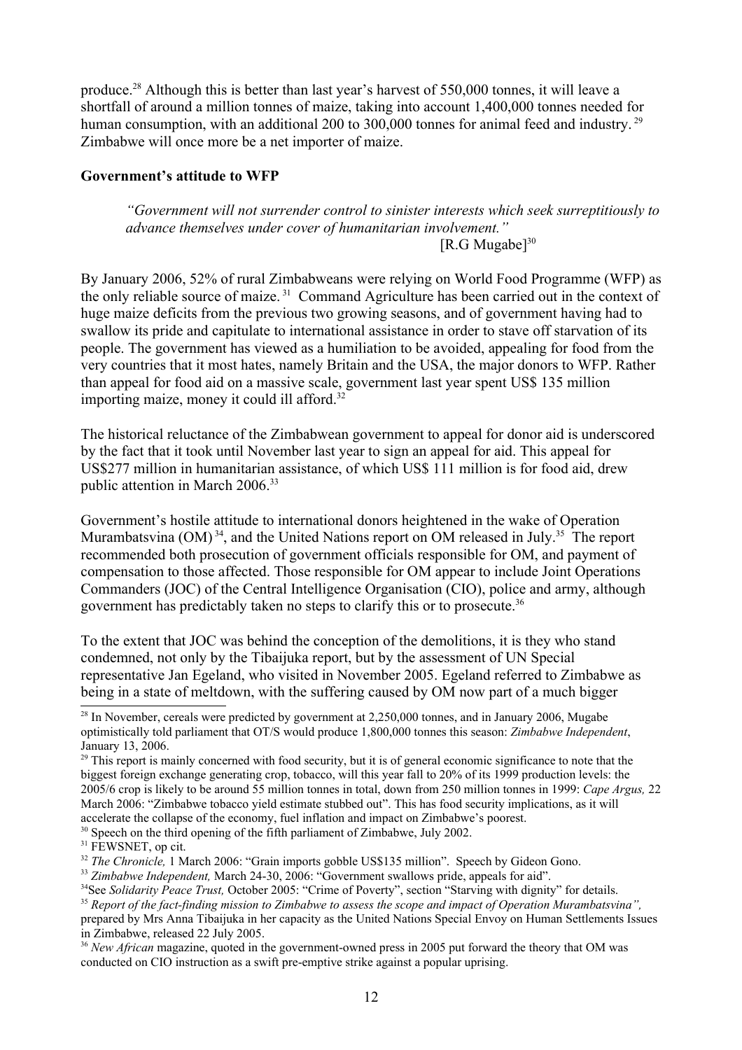produce.[28] Although this is better than last year's harvest of 550,000 tonnes, it will leave a shortfall of around a million tonnes of maize, taking into account 1,400,000 tonnes needed for human consumption, with an additional 200 to 300,000 tonnes for animal feed and industry.[29] Zimbabwe will once more be a net importer of maize.

**Government's attitude to WFP**

> *"Government will not surrender control to sinister interests which seek surreptitiously to advance themselves under cover of humanitarian involvement."*
>
> [R.G Mugabe][30]

By January 2006, 52% of rural Zimbabweans were relying on World Food Programme (WFP) as the only reliable source of maize.[31] Command Agriculture has been carried out in the context of huge maize deficits from the previous two growing seasons, and of government having had to swallow its pride and capitulate to international assistance in order to stave off starvation of its people. The government has viewed as a humiliation to be avoided, appealing for food from the very countries that it most hates, namely Britain and the USA, the major donors to WFP. Rather than appeal for food aid on a massive scale, government last year spent US$ 135 million importing maize, money it could ill afford.[32]

The historical reluctance of the Zimbabwean government to appeal for donor aid is underscored by the fact that it took until November last year to sign an appeal for aid. This appeal for US$277 million in humanitarian assistance, of which US$ 111 million is for food aid, drew public attention in March 2006.[33]

Government's hostile attitude to international donors heightened in the wake of Operation Murambatsvina (OM)[34], and the United Nations report on OM released in July.[35] The report recommended both prosecution of government officials responsible for OM, and payment of compensation to those affected. Those responsible for OM appear to include Joint Operations Commanders (JOC) of the Central Intelligence Organisation (CIO), police and army, although government has predictably taken no steps to clarify this or to prosecute.[36]

To the extent that JOC was behind the conception of the demolitions, it is they who stand condemned, not only by the Tibaijuka report, but by the assessment of UN Special representative Jan Egeland, who visited in November 2005. Egeland referred to Zimbabwe as being in a state of meltdown, with the suffering caused by OM now part of a much bigger

---

[28] In November, cereals were predicted by government at 2,250,000 tonnes, and in January 2006, Mugabe optimistically told parliament that OT/S would produce 1,800,000 tonnes this season: *Zimbabwe Independent*, January 13, 2006.

[29] This report is mainly concerned with food security, but it is of general economic significance to note that the biggest foreign exchange generating crop, tobacco, will this year fall to 20% of its 1999 production levels: the 2005/6 crop is likely to be around 55 million tonnes in total, down from 250 million tonnes in 1999: *Cape Argus,* 22 March 2006: "Zimbabwe tobacco yield estimate stubbed out". This has food security implications, as it will accelerate the collapse of the economy, fuel inflation and impact on Zimbabwe's poorest.

[30] Speech on the third opening of the fifth parliament of Zimbabwe, July 2002.

[31] FEWSNET, op cit.

[32] *The Chronicle,* 1 March 2006: "Grain imports gobble US$135 million". Speech by Gideon Gono.

[33] *Zimbabwe Independent,* March 24-30, 2006: "Government swallows pride, appeals for aid".

[34] See *Solidarity Peace Trust,* October 2005: "Crime of Poverty", section "Starving with dignity" for details.

[35] *Report of the fact-finding mission to Zimbabwe to assess the scope and impact of Operation Murambatsvina",* prepared by Mrs Anna Tibaijuka in her capacity as the United Nations Special Envoy on Human Settlements Issues in Zimbabwe, released 22 July 2005.

[36] *New African* magazine, quoted in the government-owned press in 2005 put forward the theory that OM was conducted on CIO instruction as a swift pre-emptive strike against a popular uprising.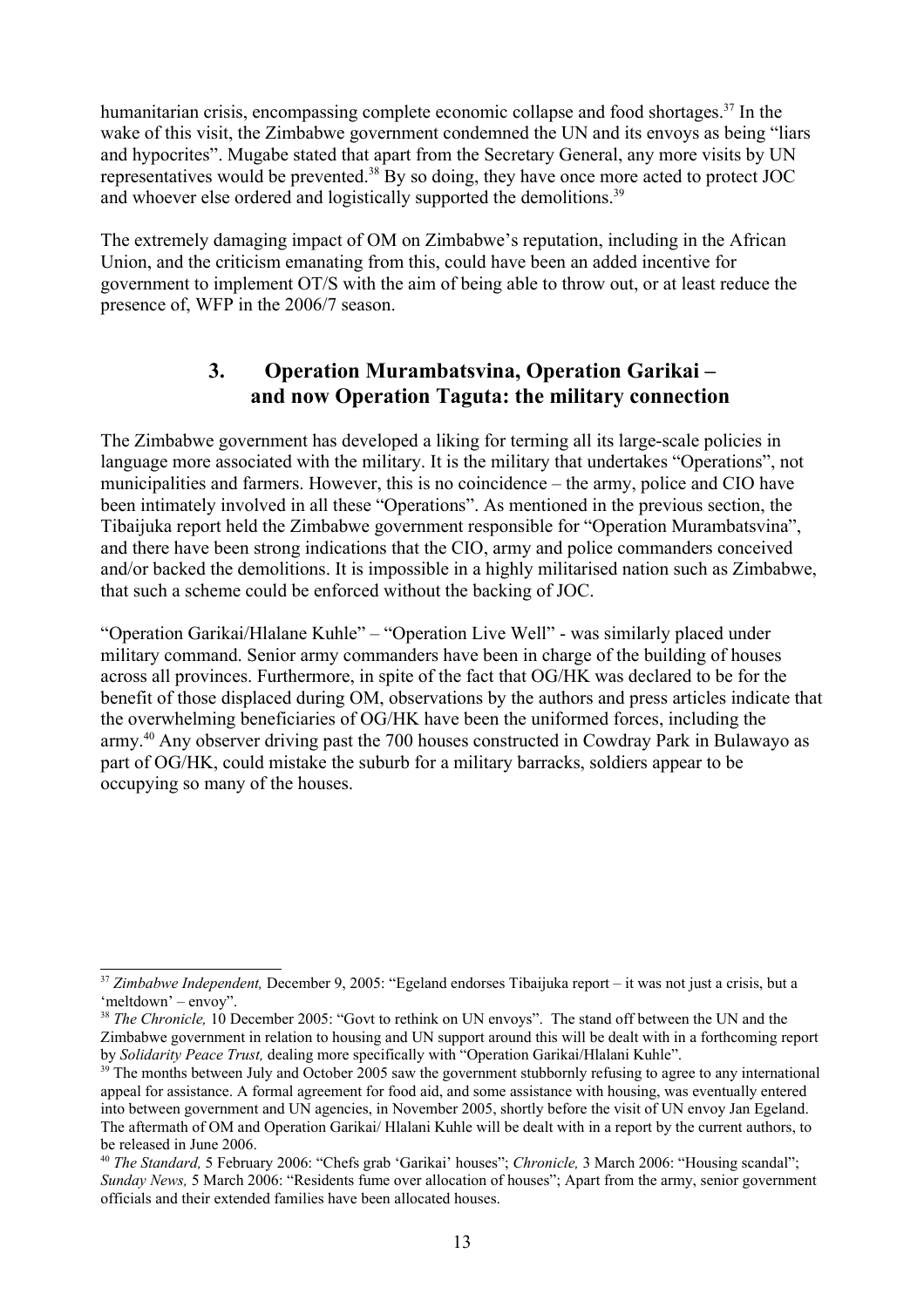humanitarian crisis, encompassing complete economic collapse and food shortages.[37] In the wake of this visit, the Zimbabwe government condemned the UN and its envoys as being "liars and hypocrites". Mugabe stated that apart from the Secretary General, any more visits by UN representatives would be prevented.[38] By so doing, they have once more acted to protect JOC and whoever else ordered and logistically supported the demolitions.[39]

The extremely damaging impact of OM on Zimbabwe's reputation, including in the African Union, and the criticism emanating from this, could have been an added incentive for government to implement OT/S with the aim of being able to throw out, or at least reduce the presence of, WFP in the 2006/7 season.

## 3. Operation Murambatsvina, Operation Garikai – and now Operation Taguta: the military connection

The Zimbabwe government has developed a liking for terming all its large-scale policies in language more associated with the military. It is the military that undertakes "Operations", not municipalities and farmers. However, this is no coincidence – the army, police and CIO have been intimately involved in all these "Operations". As mentioned in the previous section, the Tibaijuka report held the Zimbabwe government responsible for "Operation Murambatsvina", and there have been strong indications that the CIO, army and police commanders conceived and/or backed the demolitions. It is impossible in a highly militarised nation such as Zimbabwe, that such a scheme could be enforced without the backing of JOC.

"Operation Garikai/Hlalane Kuhle" – "Operation Live Well" - was similarly placed under military command. Senior army commanders have been in charge of the building of houses across all provinces. Furthermore, in spite of the fact that OG/HK was declared to be for the benefit of those displaced during OM, observations by the authors and press articles indicate that the overwhelming beneficiaries of OG/HK have been the uniformed forces, including the army.[40] Any observer driving past the 700 houses constructed in Cowdray Park in Bulawayo as part of OG/HK, could mistake the suburb for a military barracks, soldiers appear to be occupying so many of the houses.

---

[37] *Zimbabwe Independent,* December 9, 2005: "Egeland endorses Tibaijuka report – it was not just a crisis, but a 'meltdown' – envoy".

[38] *The Chronicle,* 10 December 2005: "Govt to rethink on UN envoys". The stand off between the UN and the Zimbabwe government in relation to housing and UN support around this will be dealt with in a forthcoming report by *Solidarity Peace Trust,* dealing more specifically with "Operation Garikai/Hlalani Kuhle".

[39] The months between July and October 2005 saw the government stubbornly refusing to agree to any international appeal for assistance. A formal agreement for food aid, and some assistance with housing, was eventually entered into between government and UN agencies, in November 2005, shortly before the visit of UN envoy Jan Egeland. The aftermath of OM and Operation Garikai/ Hlalani Kuhle will be dealt with in a report by the current authors, to be released in June 2006.

[40] *The Standard,* 5 February 2006: "Chefs grab 'Garikai' houses"; *Chronicle,* 3 March 2006: "Housing scandal"; *Sunday News,* 5 March 2006: "Residents fume over allocation of houses"; Apart from the army, senior government officials and their extended families have been allocated houses.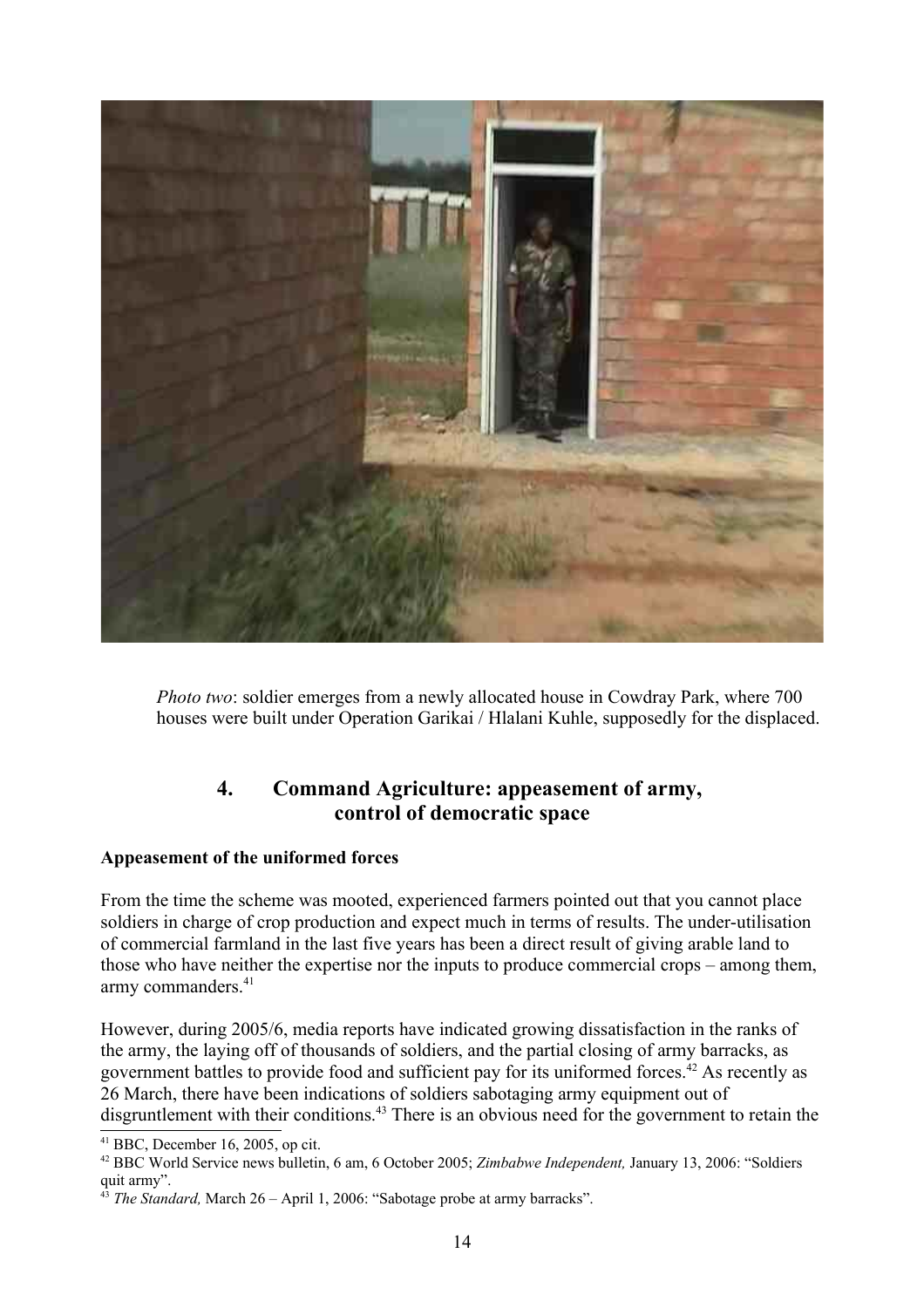*Photo two*: soldier emerges from a newly allocated house in Cowdray Park, where 700 houses were built under Operation Garikai / Hlalani Kuhle, supposedly for the displaced.

## 4. Command Agriculture: appeasement of army, control of democratic space

**Appeasement of the uniformed forces**

From the time the scheme was mooted, experienced farmers pointed out that you cannot place soldiers in charge of crop production and expect much in terms of results. The under-utilisation of commercial farmland in the last five years has been a direct result of giving arable land to those who have neither the expertise nor the inputs to produce commercial crops – among them, army commanders.[41]

However, during 2005/6, media reports have indicated growing dissatisfaction in the ranks of the army, the laying off of thousands of soldiers, and the partial closing of army barracks, as government battles to provide food and sufficient pay for its uniformed forces.[42] As recently as 26 March, there have been indications of soldiers sabotaging army equipment out of disgruntlement with their conditions.[43] There is an obvious need for the government to retain the

---

[41] BBC, December 16, 2005, op cit.

[42] BBC World Service news bulletin, 6 am, 6 October 2005; *Zimbabwe Independent,* January 13, 2006: "Soldiers quit army".

[43] *The Standard,* March 26 – April 1, 2006: "Sabotage probe at army barracks".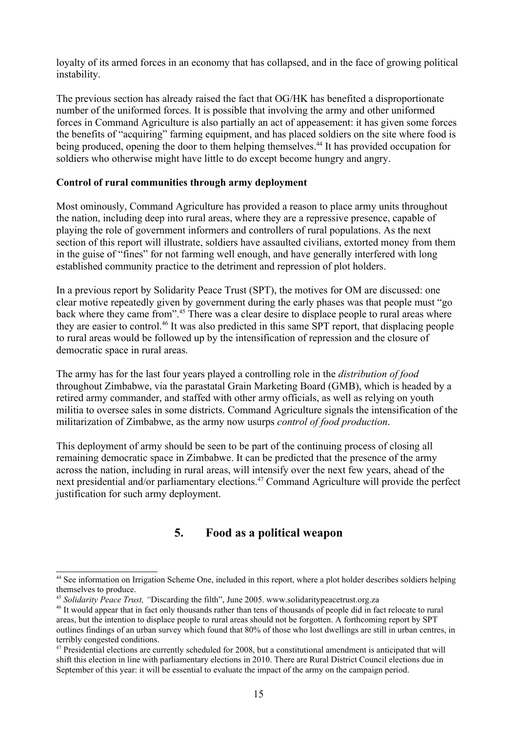loyalty of its armed forces in an economy that has collapsed, and in the face of growing political instability.

The previous section has already raised the fact that OG/HK has benefited a disproportionate number of the uniformed forces. It is possible that involving the army and other uniformed forces in Command Agriculture is also partially an act of appeasement: it has given some forces the benefits of "acquiring" farming equipment, and has placed soldiers on the site where food is being produced, opening the door to them helping themselves.[44] It has provided occupation for soldiers who otherwise might have little to do except become hungry and angry.

**Control of rural communities through army deployment**

Most ominously, Command Agriculture has provided a reason to place army units throughout the nation, including deep into rural areas, where they are a repressive presence, capable of playing the role of government informers and controllers of rural populations. As the next section of this report will illustrate, soldiers have assaulted civilians, extorted money from them in the guise of "fines" for not farming well enough, and have generally interfered with long established community practice to the detriment and repression of plot holders.

In a previous report by Solidarity Peace Trust (SPT), the motives for OM are discussed: one clear motive repeatedly given by government during the early phases was that people must "go back where they came from".[45] There was a clear desire to displace people to rural areas where they are easier to control.[46] It was also predicted in this same SPT report, that displacing people to rural areas would be followed up by the intensification of repression and the closure of democratic space in rural areas.

The army has for the last four years played a controlling role in the *distribution of food* throughout Zimbabwe, via the parastatal Grain Marketing Board (GMB), which is headed by a retired army commander, and staffed with other army officials, as well as relying on youth militia to oversee sales in some districts. Command Agriculture signals the intensification of the militarization of Zimbabwe, as the army now usurps *control of food production*.

This deployment of army should be seen to be part of the continuing process of closing all remaining democratic space in Zimbabwe. It can be predicted that the presence of the army across the nation, including in rural areas, will intensify over the next few years, ahead of the next presidential and/or parliamentary elections.[47] Command Agriculture will provide the perfect justification for such army deployment.

## 5. Food as a political weapon

---

[44] See information on Irrigation Scheme One, included in this report, where a plot holder describes soldiers helping themselves to produce.

[45] *Solidarity Peace Trust, "*Discarding the filth", June 2005. www.solidaritypeacetrust.org.za

[46] It would appear that in fact only thousands rather than tens of thousands of people did in fact relocate to rural areas, but the intention to displace people to rural areas should not be forgotten. A forthcoming report by SPT outlines findings of an urban survey which found that 80% of those who lost dwellings are still in urban centres, in terribly congested conditions.

[47] Presidential elections are currently scheduled for 2008, but a constitutional amendment is anticipated that will shift this election in line with parliamentary elections in 2010. There are Rural District Council elections due in September of this year: it will be essential to evaluate the impact of the army on the campaign period.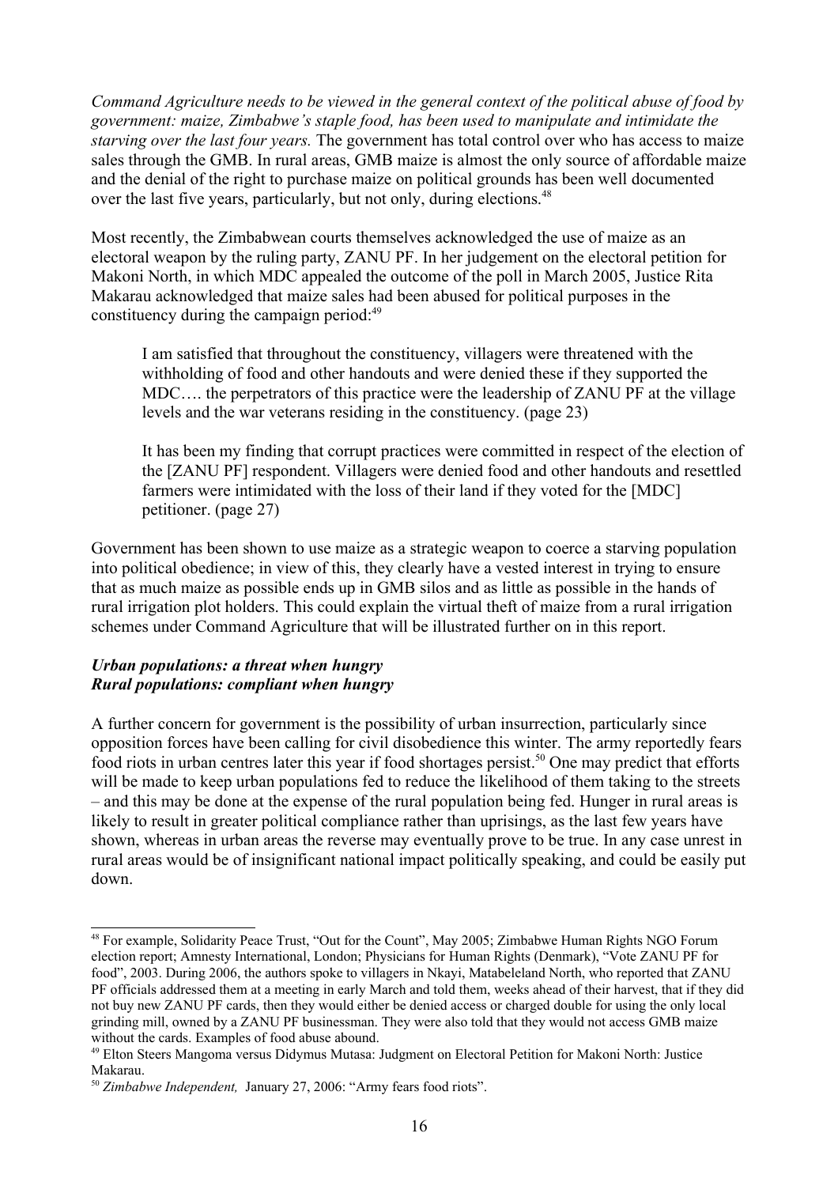*Command Agriculture needs to be viewed in the general context of the political abuse of food by government: maize, Zimbabwe's staple food, has been used to manipulate and intimidate the starving over the last four years.* The government has total control over who has access to maize sales through the GMB. In rural areas, GMB maize is almost the only source of affordable maize and the denial of the right to purchase maize on political grounds has been well documented over the last five years, particularly, but not only, during elections.[48]

Most recently, the Zimbabwean courts themselves acknowledged the use of maize as an electoral weapon by the ruling party, ZANU PF. In her judgement on the electoral petition for Makoni North, in which MDC appealed the outcome of the poll in March 2005, Justice Rita Makarau acknowledged that maize sales had been abused for political purposes in the constituency during the campaign period:[49]

> I am satisfied that throughout the constituency, villagers were threatened with the withholding of food and other handouts and were denied these if they supported the MDC…. the perpetrators of this practice were the leadership of ZANU PF at the village levels and the war veterans residing in the constituency. (page 23)
>
> It has been my finding that corrupt practices were committed in respect of the election of the [ZANU PF] respondent. Villagers were denied food and other handouts and resettled farmers were intimidated with the loss of their land if they voted for the [MDC] petitioner. (page 27)

Government has been shown to use maize as a strategic weapon to coerce a starving population into political obedience; in view of this, they clearly have a vested interest in trying to ensure that as much maize as possible ends up in GMB silos and as little as possible in the hands of rural irrigation plot holders. This could explain the virtual theft of maize from a rural irrigation schemes under Command Agriculture that will be illustrated further on in this report.

***Urban populations: a threat when hungry***
***Rural populations: compliant when hungry***

A further concern for government is the possibility of urban insurrection, particularly since opposition forces have been calling for civil disobedience this winter. The army reportedly fears food riots in urban centres later this year if food shortages persist.[50] One may predict that efforts will be made to keep urban populations fed to reduce the likelihood of them taking to the streets – and this may be done at the expense of the rural population being fed. Hunger in rural areas is likely to result in greater political compliance rather than uprisings, as the last few years have shown, whereas in urban areas the reverse may eventually prove to be true. In any case unrest in rural areas would be of insignificant national impact politically speaking, and could be easily put down.

---

[48] For example, Solidarity Peace Trust, "Out for the Count", May 2005; Zimbabwe Human Rights NGO Forum election report; Amnesty International, London; Physicians for Human Rights (Denmark), "Vote ZANU PF for food", 2003. During 2006, the authors spoke to villagers in Nkayi, Matabeleland North, who reported that ZANU PF officials addressed them at a meeting in early March and told them, weeks ahead of their harvest, that if they did not buy new ZANU PF cards, then they would either be denied access or charged double for using the only local grinding mill, owned by a ZANU PF businessman. They were also told that they would not access GMB maize without the cards. Examples of food abuse abound.

[49] Elton Steers Mangoma versus Didymus Mutasa: Judgment on Electoral Petition for Makoni North: Justice Makarau.

[50] *Zimbabwe Independent,* January 27, 2006: "Army fears food riots".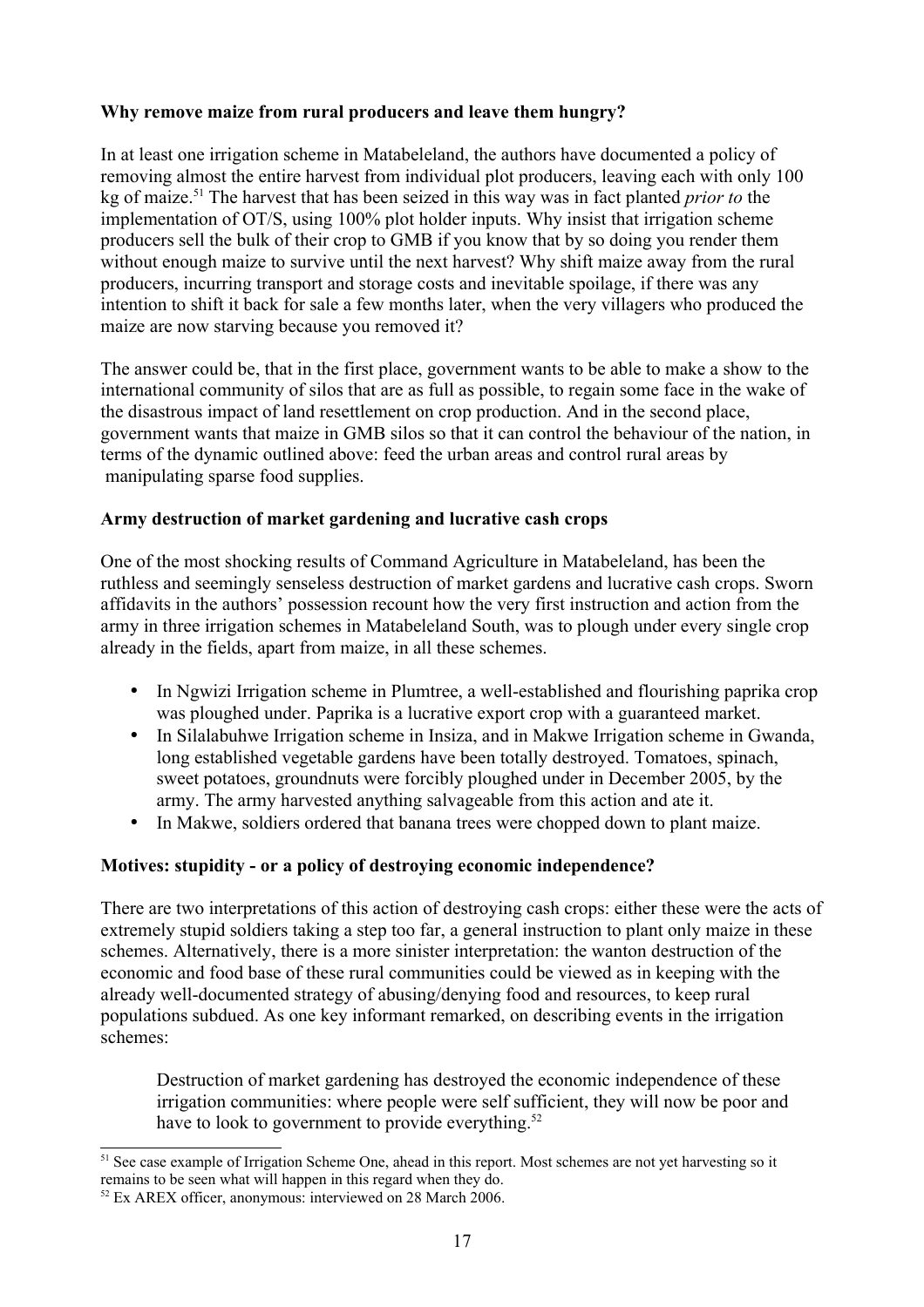**Why remove maize from rural producers and leave them hungry?**

In at least one irrigation scheme in Matabeleland, the authors have documented a policy of removing almost the entire harvest from individual plot producers, leaving each with only 100 kg of maize.[51] The harvest that has been seized in this way was in fact planted *prior to* the implementation of OT/S, using 100% plot holder inputs. Why insist that irrigation scheme producers sell the bulk of their crop to GMB if you know that by so doing you render them without enough maize to survive until the next harvest? Why shift maize away from the rural producers, incurring transport and storage costs and inevitable spoilage, if there was any intention to shift it back for sale a few months later, when the very villagers who produced the maize are now starving because you removed it?

The answer could be, that in the first place, government wants to be able to make a show to the international community of silos that are as full as possible, to regain some face in the wake of the disastrous impact of land resettlement on crop production. And in the second place, government wants that maize in GMB silos so that it can control the behaviour of the nation, in terms of the dynamic outlined above: feed the urban areas and control rural areas by manipulating sparse food supplies.

**Army destruction of market gardening and lucrative cash crops**

One of the most shocking results of Command Agriculture in Matabeleland, has been the ruthless and seemingly senseless destruction of market gardens and lucrative cash crops. Sworn affidavits in the authors' possession recount how the very first instruction and action from the army in three irrigation schemes in Matabeleland South, was to plough under every single crop already in the fields, apart from maize, in all these schemes.

- In Ngwizi Irrigation scheme in Plumtree, a well-established and flourishing paprika crop was ploughed under. Paprika is a lucrative export crop with a guaranteed market.
- In Silalabuhwe Irrigation scheme in Insiza, and in Makwe Irrigation scheme in Gwanda, long established vegetable gardens have been totally destroyed. Tomatoes, spinach, sweet potatoes, groundnuts were forcibly ploughed under in December 2005, by the army. The army harvested anything salvageable from this action and ate it.
- In Makwe, soldiers ordered that banana trees were chopped down to plant maize.

**Motives: stupidity - or a policy of destroying economic independence?**

There are two interpretations of this action of destroying cash crops: either these were the acts of extremely stupid soldiers taking a step too far, a general instruction to plant only maize in these schemes. Alternatively, there is a more sinister interpretation: the wanton destruction of the economic and food base of these rural communities could be viewed as in keeping with the already well-documented strategy of abusing/denying food and resources, to keep rural populations subdued. As one key informant remarked, on describing events in the irrigation schemes:

> Destruction of market gardening has destroyed the economic independence of these irrigation communities: where people were self sufficient, they will now be poor and have to look to government to provide everything.[52]

---

[51] See case example of Irrigation Scheme One, ahead in this report. Most schemes are not yet harvesting so it remains to be seen what will happen in this regard when they do.

[52] Ex AREX officer, anonymous: interviewed on 28 March 2006.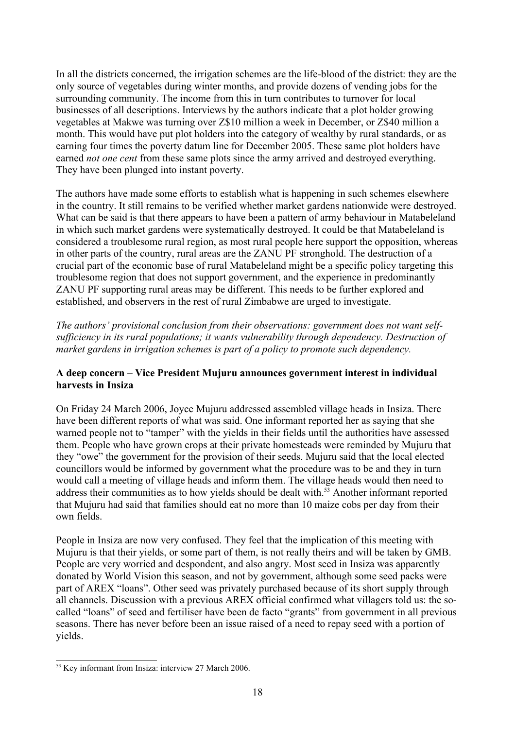In all the districts concerned, the irrigation schemes are the life-blood of the district: they are the only source of vegetables during winter months, and provide dozens of vending jobs for the surrounding community. The income from this in turn contributes to turnover for local businesses of all descriptions. Interviews by the authors indicate that a plot holder growing vegetables at Makwe was turning over Z$10 million a week in December, or Z$40 million a month. This would have put plot holders into the category of wealthy by rural standards, or as earning four times the poverty datum line for December 2005. These same plot holders have earned *not one cent* from these same plots since the army arrived and destroyed everything. They have been plunged into instant poverty.

The authors have made some efforts to establish what is happening in such schemes elsewhere in the country. It still remains to be verified whether market gardens nationwide were destroyed. What can be said is that there appears to have been a pattern of army behaviour in Matabeleland in which such market gardens were systematically destroyed. It could be that Matabeleland is considered a troublesome rural region, as most rural people here support the opposition, whereas in other parts of the country, rural areas are the ZANU PF stronghold. The destruction of a crucial part of the economic base of rural Matabeleland might be a specific policy targeting this troublesome region that does not support government, and the experience in predominantly ZANU PF supporting rural areas may be different. This needs to be further explored and established, and observers in the rest of rural Zimbabwe are urged to investigate.

*The authors' provisional conclusion from their observations: government does not want self-sufficiency in its rural populations; it wants vulnerability through dependency. Destruction of market gardens in irrigation schemes is part of a policy to promote such dependency.*

**A deep concern – Vice President Mujuru announces government interest in individual harvests in Insiza**

On Friday 24 March 2006, Joyce Mujuru addressed assembled village heads in Insiza. There have been different reports of what was said. One informant reported her as saying that she warned people not to "tamper" with the yields in their fields until the authorities have assessed them. People who have grown crops at their private homesteads were reminded by Mujuru that they "owe" the government for the provision of their seeds. Mujuru said that the local elected councillors would be informed by government what the procedure was to be and they in turn would call a meeting of village heads and inform them. The village heads would then need to address their communities as to how yields should be dealt with.[53] Another informant reported that Mujuru had said that families should eat no more than 10 maize cobs per day from their own fields.

People in Insiza are now very confused. They feel that the implication of this meeting with Mujuru is that their yields, or some part of them, is not really theirs and will be taken by GMB. People are very worried and despondent, and also angry. Most seed in Insiza was apparently donated by World Vision this season, and not by government, although some seed packs were part of AREX "loans". Other seed was privately purchased because of its short supply through all channels. Discussion with a previous AREX official confirmed what villagers told us: the so-called "loans" of seed and fertiliser have been de facto "grants" from government in all previous seasons. There has never before been an issue raised of a need to repay seed with a portion of yields.

[53] Key informant from Insiza: interview 27 March 2006.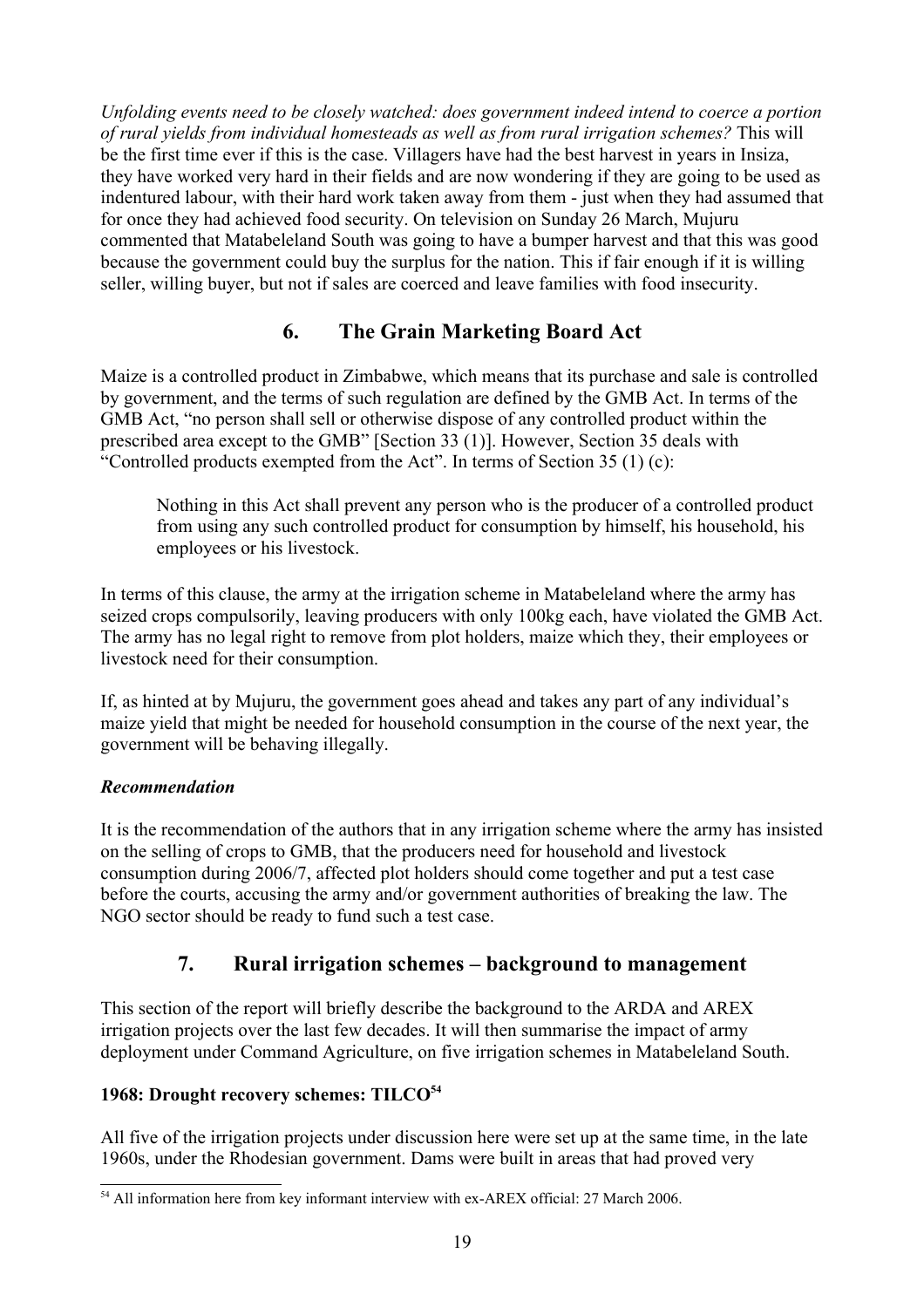*Unfolding events need to be closely watched: does government indeed intend to coerce a portion of rural yields from individual homesteads as well as from rural irrigation schemes?* This will be the first time ever if this is the case. Villagers have had the best harvest in years in Insiza, they have worked very hard in their fields and are now wondering if they are going to be used as indentured labour, with their hard work taken away from them - just when they had assumed that for once they had achieved food security. On television on Sunday 26 March, Mujuru commented that Matabeleland South was going to have a bumper harvest and that this was good because the government could buy the surplus for the nation. This if fair enough if it is willing seller, willing buyer, but not if sales are coerced and leave families with food insecurity.

## 6. The Grain Marketing Board Act

Maize is a controlled product in Zimbabwe, which means that its purchase and sale is controlled by government, and the terms of such regulation are defined by the GMB Act. In terms of the GMB Act, "no person shall sell or otherwise dispose of any controlled product within the prescribed area except to the GMB" [Section 33 (1)]. However, Section 35 deals with "Controlled products exempted from the Act". In terms of Section 35 (1) (c):

> Nothing in this Act shall prevent any person who is the producer of a controlled product from using any such controlled product for consumption by himself, his household, his employees or his livestock.

In terms of this clause, the army at the irrigation scheme in Matabeleland where the army has seized crops compulsorily, leaving producers with only 100kg each, have violated the GMB Act. The army has no legal right to remove from plot holders, maize which they, their employees or livestock need for their consumption.

If, as hinted at by Mujuru, the government goes ahead and takes any part of any individual's maize yield that might be needed for household consumption in the course of the next year, the government will be behaving illegally.

***Recommendation***

It is the recommendation of the authors that in any irrigation scheme where the army has insisted on the selling of crops to GMB, that the producers need for household and livestock consumption during 2006/7, affected plot holders should come together and put a test case before the courts, accusing the army and/or government authorities of breaking the law. The NGO sector should be ready to fund such a test case.

## 7. Rural irrigation schemes – background to management

This section of the report will briefly describe the background to the ARDA and AREX irrigation projects over the last few decades. It will then summarise the impact of army deployment under Command Agriculture, on five irrigation schemes in Matabeleland South.

### 1968: Drought recovery schemes: TILCO[54]

All five of the irrigation projects under discussion here were set up at the same time, in the late 1960s, under the Rhodesian government. Dams were built in areas that had proved very

[54] All information here from key informant interview with ex-AREX official: 27 March 2006.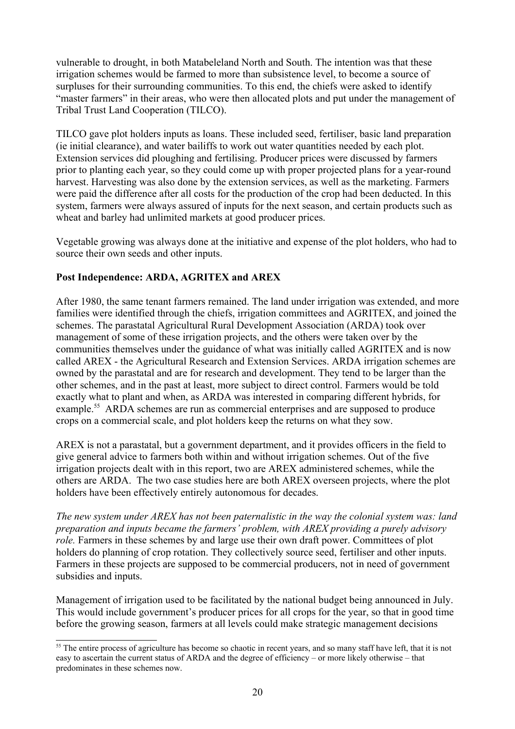vulnerable to drought, in both Matabeleland North and South. The intention was that these irrigation schemes would be farmed to more than subsistence level, to become a source of surpluses for their surrounding communities. To this end, the chiefs were asked to identify "master farmers" in their areas, who were then allocated plots and put under the management of Tribal Trust Land Cooperation (TILCO).

TILCO gave plot holders inputs as loans. These included seed, fertiliser, basic land preparation (ie initial clearance), and water bailiffs to work out water quantities needed by each plot. Extension services did ploughing and fertilising. Producer prices were discussed by farmers prior to planting each year, so they could come up with proper projected plans for a year-round harvest. Harvesting was also done by the extension services, as well as the marketing. Farmers were paid the difference after all costs for the production of the crop had been deducted. In this system, farmers were always assured of inputs for the next season, and certain products such as wheat and barley had unlimited markets at good producer prices.

Vegetable growing was always done at the initiative and expense of the plot holders, who had to source their own seeds and other inputs.

**Post Independence: ARDA, AGRITEX and AREX**

After 1980, the same tenant farmers remained. The land under irrigation was extended, and more families were identified through the chiefs, irrigation committees and AGRITEX, and joined the schemes. The parastatal Agricultural Rural Development Association (ARDA) took over management of some of these irrigation projects, and the others were taken over by the communities themselves under the guidance of what was initially called AGRITEX and is now called AREX - the Agricultural Research and Extension Services. ARDA irrigation schemes are owned by the parastatal and are for research and development. They tend to be larger than the other schemes, and in the past at least, more subject to direct control. Farmers would be told exactly what to plant and when, as ARDA was interested in comparing different hybrids, for example.[55] ARDA schemes are run as commercial enterprises and are supposed to produce crops on a commercial scale, and plot holders keep the returns on what they sow.

AREX is not a parastatal, but a government department, and it provides officers in the field to give general advice to farmers both within and without irrigation schemes. Out of the five irrigation projects dealt with in this report, two are AREX administered schemes, while the others are ARDA. The two case studies here are both AREX overseen projects, where the plot holders have been effectively entirely autonomous for decades.

*The new system under AREX has not been paternalistic in the way the colonial system was: land preparation and inputs became the farmers' problem, with AREX providing a purely advisory role.* Farmers in these schemes by and large use their own draft power. Committees of plot holders do planning of crop rotation. They collectively source seed, fertiliser and other inputs. Farmers in these projects are supposed to be commercial producers, not in need of government subsidies and inputs.

Management of irrigation used to be facilitated by the national budget being announced in July. This would include government's producer prices for all crops for the year, so that in good time before the growing season, farmers at all levels could make strategic management decisions

---

[55] The entire process of agriculture has become so chaotic in recent years, and so many staff have left, that it is not easy to ascertain the current status of ARDA and the degree of efficiency – or more likely otherwise – that predominates in these schemes now.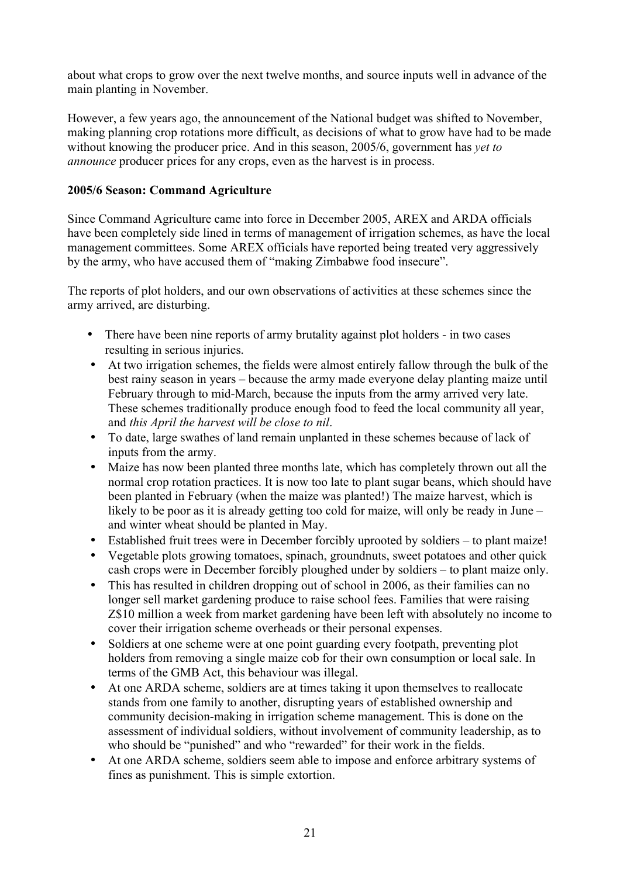about what crops to grow over the next twelve months, and source inputs well in advance of the main planting in November.

However, a few years ago, the announcement of the National budget was shifted to November, making planning crop rotations more difficult, as decisions of what to grow have had to be made without knowing the producer price. And in this season, 2005/6, government has *yet to announce* producer prices for any crops, even as the harvest is in process.

**2005/6 Season: Command Agriculture**

Since Command Agriculture came into force in December 2005, AREX and ARDA officials have been completely side lined in terms of management of irrigation schemes, as have the local management committees. Some AREX officials have reported being treated very aggressively by the army, who have accused them of "making Zimbabwe food insecure".

The reports of plot holders, and our own observations of activities at these schemes since the army arrived, are disturbing.

- There have been nine reports of army brutality against plot holders - in two cases resulting in serious injuries.
- At two irrigation schemes, the fields were almost entirely fallow through the bulk of the best rainy season in years – because the army made everyone delay planting maize until February through to mid-March, because the inputs from the army arrived very late. These schemes traditionally produce enough food to feed the local community all year, and *this April the harvest will be close to nil*.
- To date, large swathes of land remain unplanted in these schemes because of lack of inputs from the army.
- Maize has now been planted three months late, which has completely thrown out all the normal crop rotation practices. It is now too late to plant sugar beans, which should have been planted in February (when the maize was planted!) The maize harvest, which is likely to be poor as it is already getting too cold for maize, will only be ready in June – and winter wheat should be planted in May.
- Established fruit trees were in December forcibly uprooted by soldiers – to plant maize!
- Vegetable plots growing tomatoes, spinach, groundnuts, sweet potatoes and other quick cash crops were in December forcibly ploughed under by soldiers – to plant maize only.
- This has resulted in children dropping out of school in 2006, as their families can no longer sell market gardening produce to raise school fees. Families that were raising Z$10 million a week from market gardening have been left with absolutely no income to cover their irrigation scheme overheads or their personal expenses.
- Soldiers at one scheme were at one point guarding every footpath, preventing plot holders from removing a single maize cob for their own consumption or local sale. In terms of the GMB Act, this behaviour was illegal.
- At one ARDA scheme, soldiers are at times taking it upon themselves to reallocate stands from one family to another, disrupting years of established ownership and community decision-making in irrigation scheme management. This is done on the assessment of individual soldiers, without involvement of community leadership, as to who should be "punished" and who "rewarded" for their work in the fields.
- At one ARDA scheme, soldiers seem able to impose and enforce arbitrary systems of fines as punishment. This is simple extortion.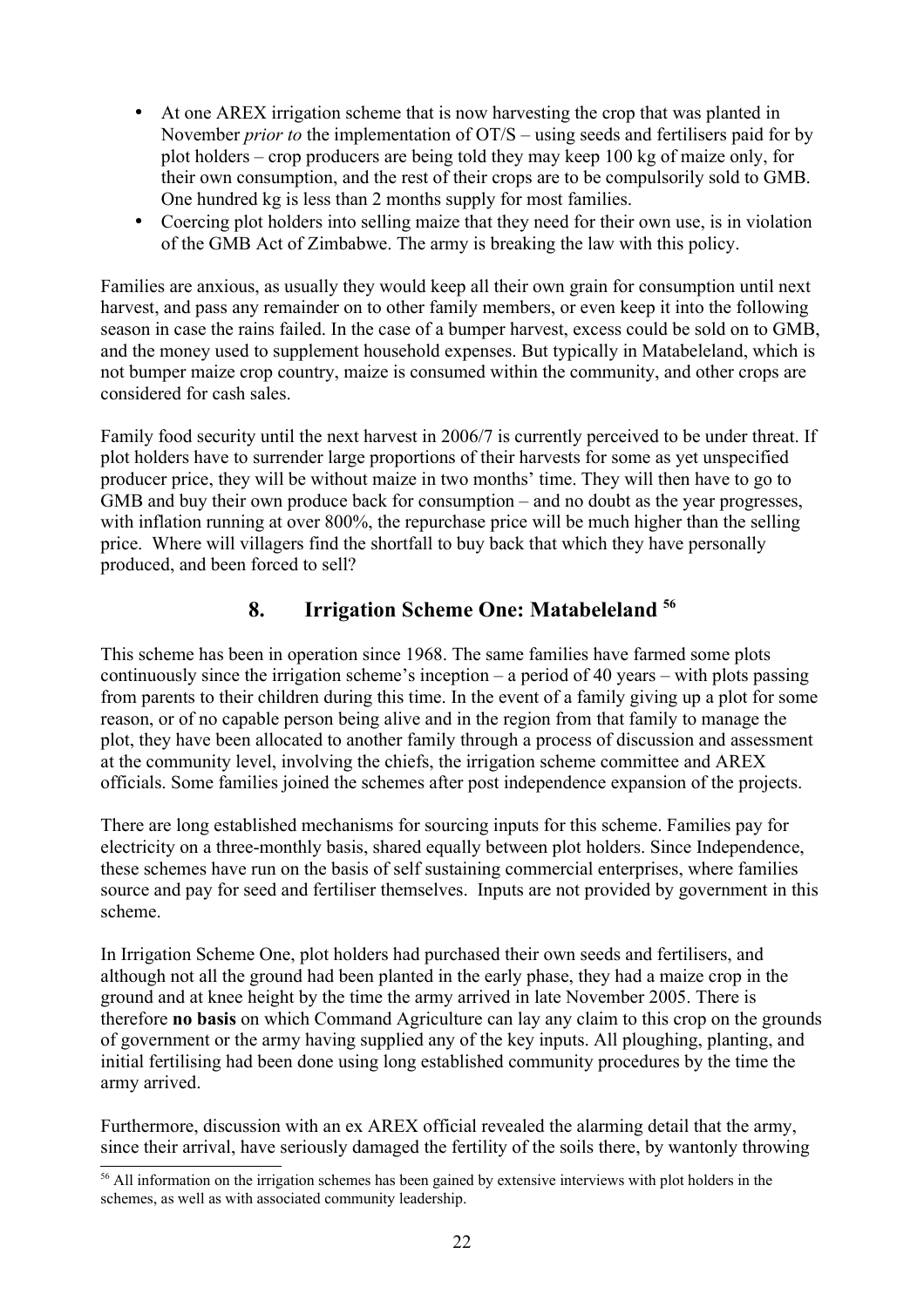- At one AREX irrigation scheme that is now harvesting the crop that was planted in November *prior to* the implementation of OT/S – using seeds and fertilisers paid for by plot holders – crop producers are being told they may keep 100 kg of maize only, for their own consumption, and the rest of their crops are to be compulsorily sold to GMB. One hundred kg is less than 2 months supply for most families.
- Coercing plot holders into selling maize that they need for their own use, is in violation of the GMB Act of Zimbabwe. The army is breaking the law with this policy.

Families are anxious, as usually they would keep all their own grain for consumption until next harvest, and pass any remainder on to other family members, or even keep it into the following season in case the rains failed. In the case of a bumper harvest, excess could be sold on to GMB, and the money used to supplement household expenses. But typically in Matabeleland, which is not bumper maize crop country, maize is consumed within the community, and other crops are considered for cash sales.

Family food security until the next harvest in 2006/7 is currently perceived to be under threat. If plot holders have to surrender large proportions of their harvests for some as yet unspecified producer price, they will be without maize in two months' time. They will then have to go to GMB and buy their own produce back for consumption – and no doubt as the year progresses, with inflation running at over 800%, the repurchase price will be much higher than the selling price. Where will villagers find the shortfall to buy back that which they have personally produced, and been forced to sell?

## 8. Irrigation Scheme One: Matabeleland [56]

This scheme has been in operation since 1968. The same families have farmed some plots continuously since the irrigation scheme's inception – a period of 40 years – with plots passing from parents to their children during this time. In the event of a family giving up a plot for some reason, or of no capable person being alive and in the region from that family to manage the plot, they have been allocated to another family through a process of discussion and assessment at the community level, involving the chiefs, the irrigation scheme committee and AREX officials. Some families joined the schemes after post independence expansion of the projects.

There are long established mechanisms for sourcing inputs for this scheme. Families pay for electricity on a three-monthly basis, shared equally between plot holders. Since Independence, these schemes have run on the basis of self sustaining commercial enterprises, where families source and pay for seed and fertiliser themselves. Inputs are not provided by government in this scheme.

In Irrigation Scheme One, plot holders had purchased their own seeds and fertilisers, and although not all the ground had been planted in the early phase, they had a maize crop in the ground and at knee height by the time the army arrived in late November 2005. There is therefore **no basis** on which Command Agriculture can lay any claim to this crop on the grounds of government or the army having supplied any of the key inputs. All ploughing, planting, and initial fertilising had been done using long established community procedures by the time the army arrived.

Furthermore, discussion with an ex AREX official revealed the alarming detail that the army, since their arrival, have seriously damaged the fertility of the soils there, by wantonly throwing

---

[56] All information on the irrigation schemes has been gained by extensive interviews with plot holders in the schemes, as well as with associated community leadership.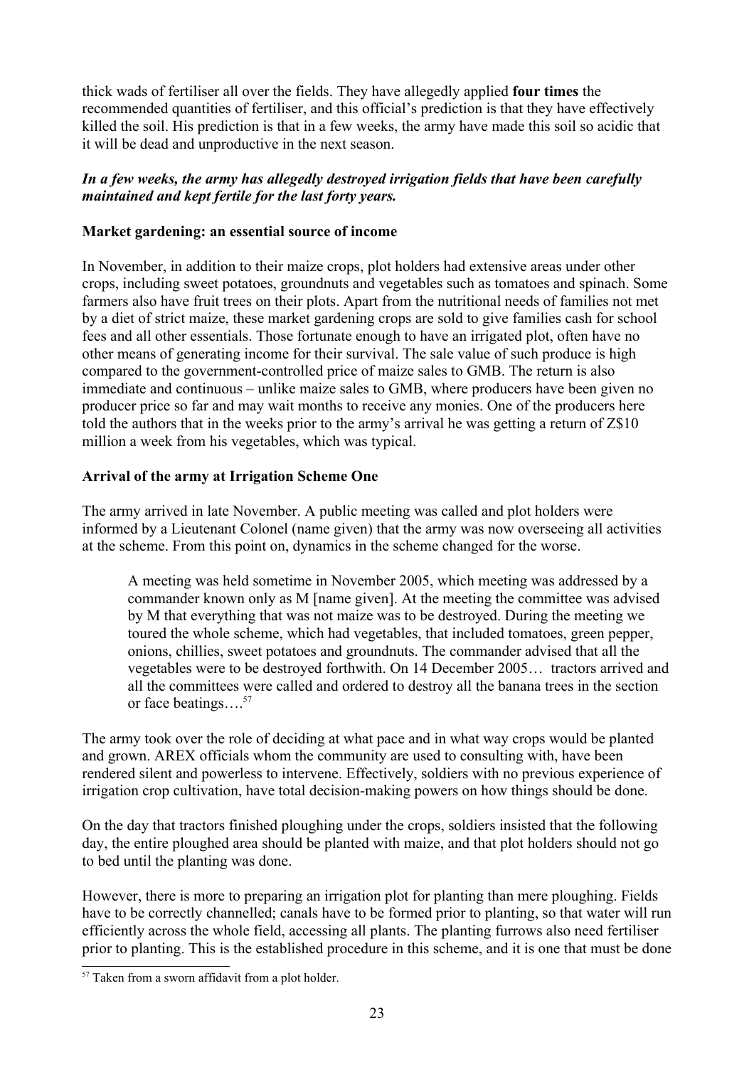thick wads of fertiliser all over the fields. They have allegedly applied **four times** the recommended quantities of fertiliser, and this official's prediction is that they have effectively killed the soil. His prediction is that in a few weeks, the army have made this soil so acidic that it will be dead and unproductive in the next season.

***In a few weeks, the army has allegedly destroyed irrigation fields that have been carefully maintained and kept fertile for the last forty years.***

**Market gardening: an essential source of income**

In November, in addition to their maize crops, plot holders had extensive areas under other crops, including sweet potatoes, groundnuts and vegetables such as tomatoes and spinach. Some farmers also have fruit trees on their plots. Apart from the nutritional needs of families not met by a diet of strict maize, these market gardening crops are sold to give families cash for school fees and all other essentials. Those fortunate enough to have an irrigated plot, often have no other means of generating income for their survival. The sale value of such produce is high compared to the government-controlled price of maize sales to GMB. The return is also immediate and continuous – unlike maize sales to GMB, where producers have been given no producer price so far and may wait months to receive any monies. One of the producers here told the authors that in the weeks prior to the army's arrival he was getting a return of Z$10 million a week from his vegetables, which was typical.

**Arrival of the army at Irrigation Scheme One**

The army arrived in late November. A public meeting was called and plot holders were informed by a Lieutenant Colonel (name given) that the army was now overseeing all activities at the scheme. From this point on, dynamics in the scheme changed for the worse.

> A meeting was held sometime in November 2005, which meeting was addressed by a commander known only as M [name given]. At the meeting the committee was advised by M that everything that was not maize was to be destroyed. During the meeting we toured the whole scheme, which had vegetables, that included tomatoes, green pepper, onions, chillies, sweet potatoes and groundnuts. The commander advised that all the vegetables were to be destroyed forthwith. On 14 December 2005… tractors arrived and all the committees were called and ordered to destroy all the banana trees in the section or face beatings….[57]

The army took over the role of deciding at what pace and in what way crops would be planted and grown. AREX officials whom the community are used to consulting with, have been rendered silent and powerless to intervene. Effectively, soldiers with no previous experience of irrigation crop cultivation, have total decision-making powers on how things should be done.

On the day that tractors finished ploughing under the crops, soldiers insisted that the following day, the entire ploughed area should be planted with maize, and that plot holders should not go to bed until the planting was done.

However, there is more to preparing an irrigation plot for planting than mere ploughing. Fields have to be correctly channelled; canals have to be formed prior to planting, so that water will run efficiently across the whole field, accessing all plants. The planting furrows also need fertiliser prior to planting. This is the established procedure in this scheme, and it is one that must be done

[57] Taken from a sworn affidavit from a plot holder.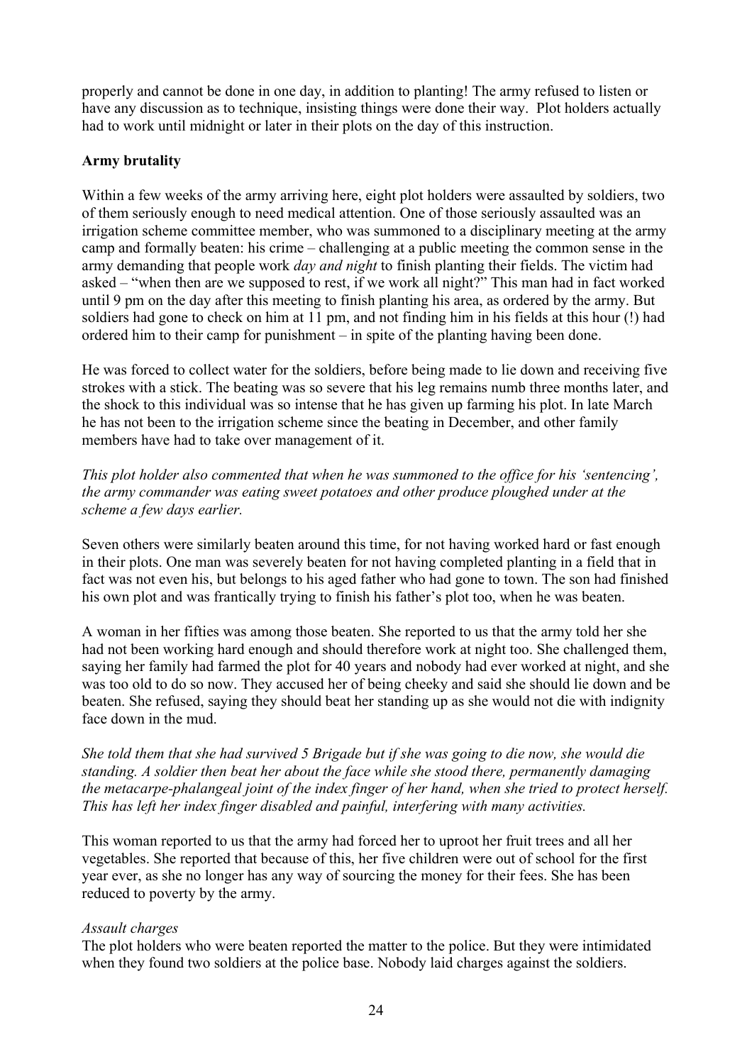properly and cannot be done in one day, in addition to planting! The army refused to listen or have any discussion as to technique, insisting things were done their way. Plot holders actually had to work until midnight or later in their plots on the day of this instruction.

**Army brutality**

Within a few weeks of the army arriving here, eight plot holders were assaulted by soldiers, two of them seriously enough to need medical attention. One of those seriously assaulted was an irrigation scheme committee member, who was summoned to a disciplinary meeting at the army camp and formally beaten: his crime – challenging at a public meeting the common sense in the army demanding that people work *day and night* to finish planting their fields. The victim had asked – "when then are we supposed to rest, if we work all night?" This man had in fact worked until 9 pm on the day after this meeting to finish planting his area, as ordered by the army. But soldiers had gone to check on him at 11 pm, and not finding him in his fields at this hour (!) had ordered him to their camp for punishment – in spite of the planting having been done.

He was forced to collect water for the soldiers, before being made to lie down and receiving five strokes with a stick. The beating was so severe that his leg remains numb three months later, and the shock to this individual was so intense that he has given up farming his plot. In late March he has not been to the irrigation scheme since the beating in December, and other family members have had to take over management of it.

*This plot holder also commented that when he was summoned to the office for his 'sentencing', the army commander was eating sweet potatoes and other produce ploughed under at the scheme a few days earlier.*

Seven others were similarly beaten around this time, for not having worked hard or fast enough in their plots. One man was severely beaten for not having completed planting in a field that in fact was not even his, but belongs to his aged father who had gone to town. The son had finished his own plot and was frantically trying to finish his father's plot too, when he was beaten.

A woman in her fifties was among those beaten. She reported to us that the army told her she had not been working hard enough and should therefore work at night too. She challenged them, saying her family had farmed the plot for 40 years and nobody had ever worked at night, and she was too old to do so now. They accused her of being cheeky and said she should lie down and be beaten. She refused, saying they should beat her standing up as she would not die with indignity face down in the mud.

*She told them that she had survived 5 Brigade but if she was going to die now, she would die standing. A soldier then beat her about the face while she stood there, permanently damaging the metacarpe-phalangeal joint of the index finger of her hand, when she tried to protect herself. This has left her index finger disabled and painful, interfering with many activities.*

This woman reported to us that the army had forced her to uproot her fruit trees and all her vegetables. She reported that because of this, her five children were out of school for the first year ever, as she no longer has any way of sourcing the money for their fees. She has been reduced to poverty by the army.

*Assault charges*

The plot holders who were beaten reported the matter to the police. But they were intimidated when they found two soldiers at the police base. Nobody laid charges against the soldiers.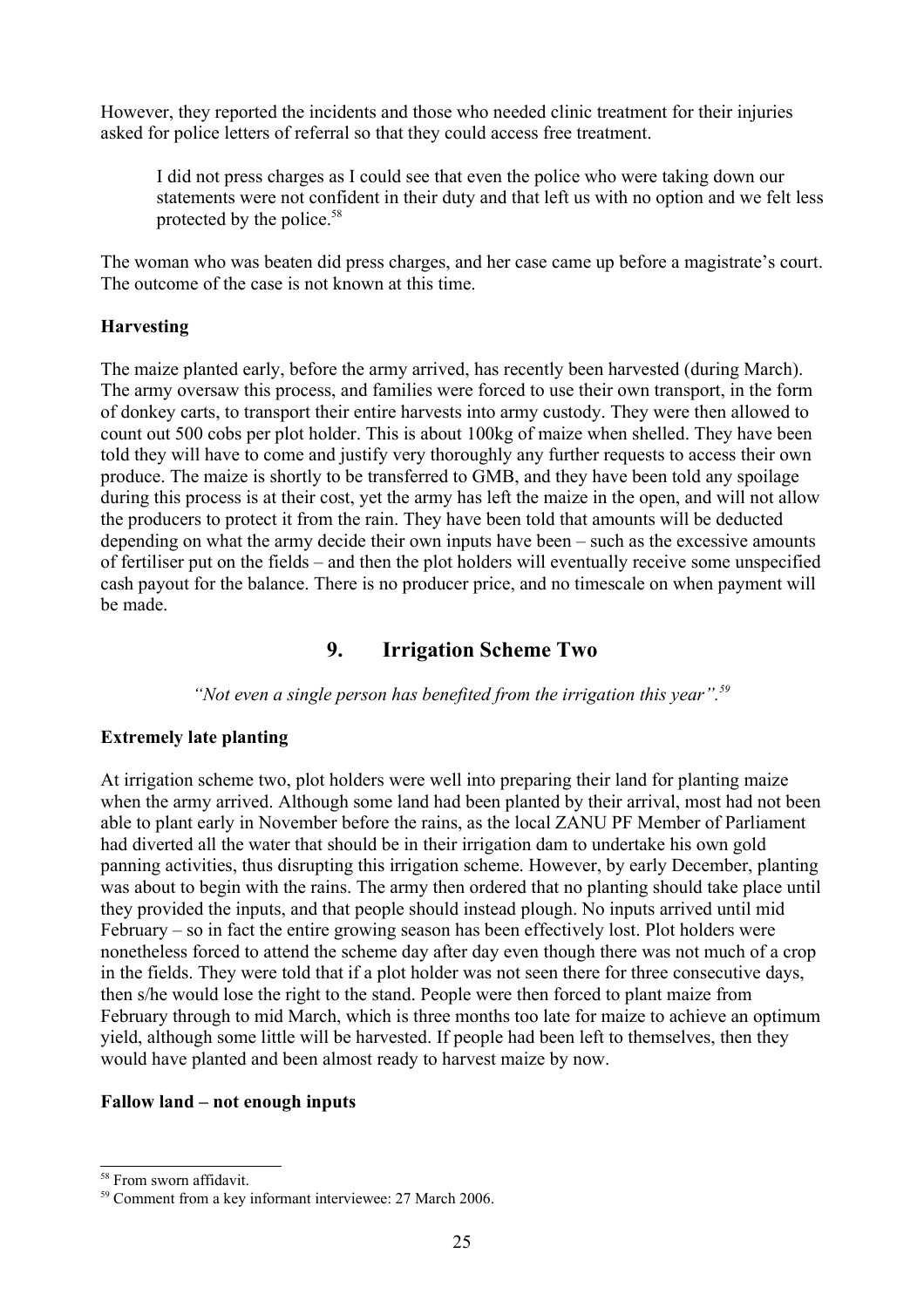However, they reported the incidents and those who needed clinic treatment for their injuries asked for police letters of referral so that they could access free treatment.

> I did not press charges as I could see that even the police who were taking down our statements were not confident in their duty and that left us with no option and we felt less protected by the police.[58]

The woman who was beaten did press charges, and her case came up before a magistrate's court. The outcome of the case is not known at this time.

**Harvesting**

The maize planted early, before the army arrived, has recently been harvested (during March). The army oversaw this process, and families were forced to use their own transport, in the form of donkey carts, to transport their entire harvests into army custody. They were then allowed to count out 500 cobs per plot holder. This is about 100kg of maize when shelled. They have been told they will have to come and justify very thoroughly any further requests to access their own produce. The maize is shortly to be transferred to GMB, and they have been told any spoilage during this process is at their cost, yet the army has left the maize in the open, and will not allow the producers to protect it from the rain. They have been told that amounts will be deducted depending on what the army decide their own inputs have been – such as the excessive amounts of fertiliser put on the fields – and then the plot holders will eventually receive some unspecified cash payout for the balance. There is no producer price, and no timescale on when payment will be made.

## 9. Irrigation Scheme Two

*"Not even a single person has benefited from the irrigation this year".*[59]

**Extremely late planting**

At irrigation scheme two, plot holders were well into preparing their land for planting maize when the army arrived. Although some land had been planted by their arrival, most had not been able to plant early in November before the rains, as the local ZANU PF Member of Parliament had diverted all the water that should be in their irrigation dam to undertake his own gold panning activities, thus disrupting this irrigation scheme. However, by early December, planting was about to begin with the rains. The army then ordered that no planting should take place until they provided the inputs, and that people should instead plough. No inputs arrived until mid February – so in fact the entire growing season has been effectively lost. Plot holders were nonetheless forced to attend the scheme day after day even though there was not much of a crop in the fields. They were told that if a plot holder was not seen there for three consecutive days, then s/he would lose the right to the stand. People were then forced to plant maize from February through to mid March, which is three months too late for maize to achieve an optimum yield, although some little will be harvested. If people had been left to themselves, then they would have planted and been almost ready to harvest maize by now.

**Fallow land – not enough inputs**

---

[58] From sworn affidavit.

[59] Comment from a key informant interviewee: 27 March 2006.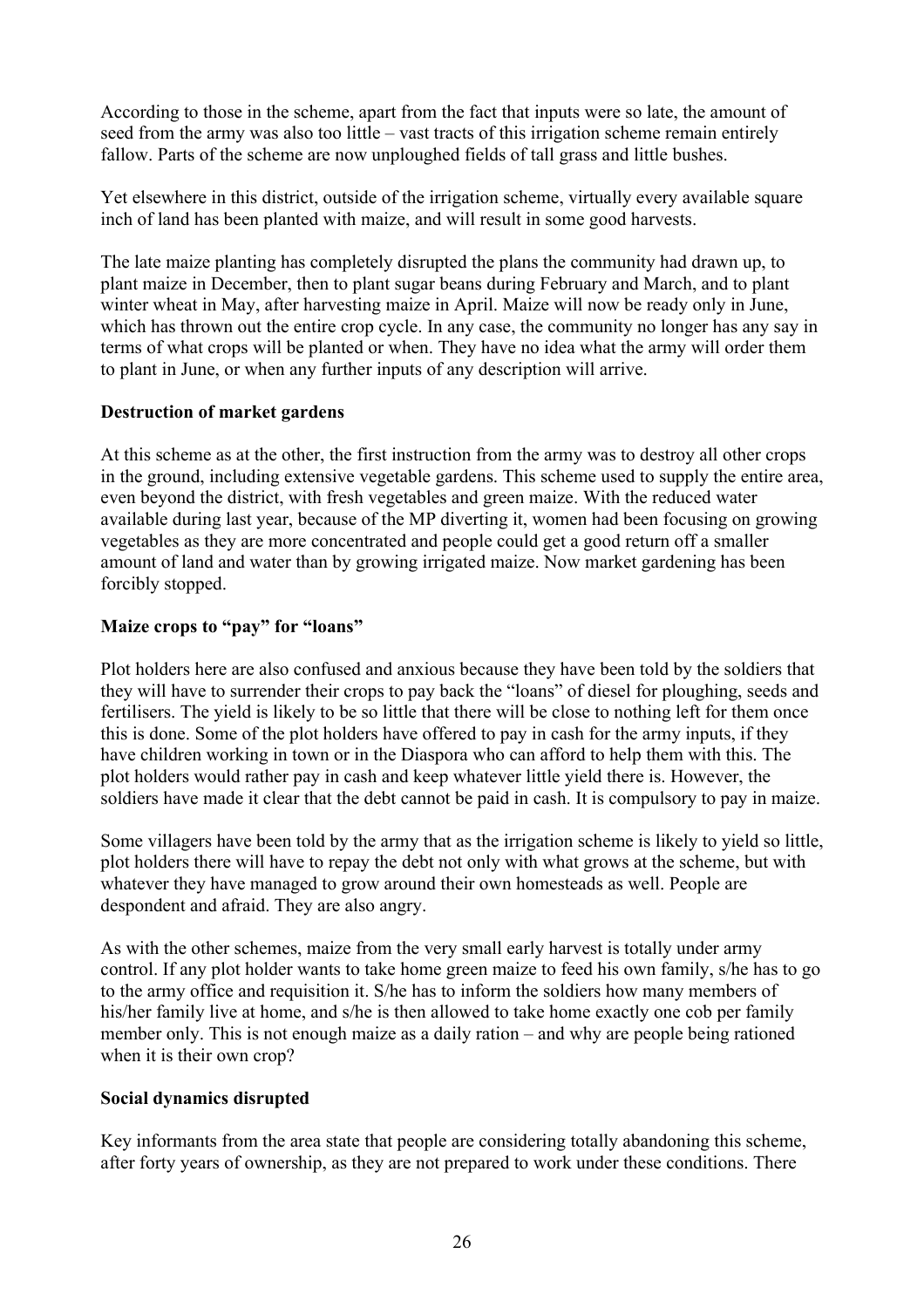According to those in the scheme, apart from the fact that inputs were so late, the amount of seed from the army was also too little – vast tracts of this irrigation scheme remain entirely fallow. Parts of the scheme are now unploughed fields of tall grass and little bushes.

Yet elsewhere in this district, outside of the irrigation scheme, virtually every available square inch of land has been planted with maize, and will result in some good harvests.

The late maize planting has completely disrupted the plans the community had drawn up, to plant maize in December, then to plant sugar beans during February and March, and to plant winter wheat in May, after harvesting maize in April. Maize will now be ready only in June, which has thrown out the entire crop cycle. In any case, the community no longer has any say in terms of what crops will be planted or when. They have no idea what the army will order them to plant in June, or when any further inputs of any description will arrive.

**Destruction of market gardens**

At this scheme as at the other, the first instruction from the army was to destroy all other crops in the ground, including extensive vegetable gardens. This scheme used to supply the entire area, even beyond the district, with fresh vegetables and green maize. With the reduced water available during last year, because of the MP diverting it, women had been focusing on growing vegetables as they are more concentrated and people could get a good return off a smaller amount of land and water than by growing irrigated maize. Now market gardening has been forcibly stopped.

**Maize crops to "pay" for "loans"**

Plot holders here are also confused and anxious because they have been told by the soldiers that they will have to surrender their crops to pay back the "loans" of diesel for ploughing, seeds and fertilisers. The yield is likely to be so little that there will be close to nothing left for them once this is done. Some of the plot holders have offered to pay in cash for the army inputs, if they have children working in town or in the Diaspora who can afford to help them with this. The plot holders would rather pay in cash and keep whatever little yield there is. However, the soldiers have made it clear that the debt cannot be paid in cash. It is compulsory to pay in maize.

Some villagers have been told by the army that as the irrigation scheme is likely to yield so little, plot holders there will have to repay the debt not only with what grows at the scheme, but with whatever they have managed to grow around their own homesteads as well. People are despondent and afraid. They are also angry.

As with the other schemes, maize from the very small early harvest is totally under army control. If any plot holder wants to take home green maize to feed his own family, s/he has to go to the army office and requisition it. S/he has to inform the soldiers how many members of his/her family live at home, and s/he is then allowed to take home exactly one cob per family member only. This is not enough maize as a daily ration – and why are people being rationed when it is their own crop?

**Social dynamics disrupted**

Key informants from the area state that people are considering totally abandoning this scheme, after forty years of ownership, as they are not prepared to work under these conditions. There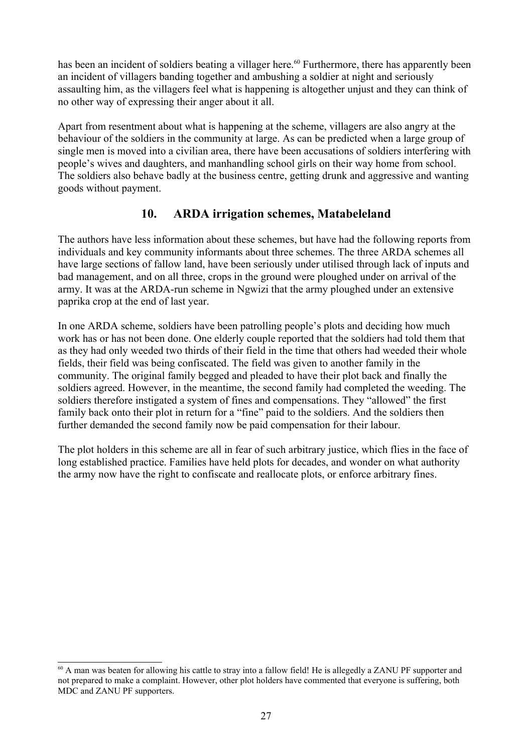has been an incident of soldiers beating a villager here.[60] Furthermore, there has apparently been an incident of villagers banding together and ambushing a soldier at night and seriously assaulting him, as the villagers feel what is happening is altogether unjust and they can think of no other way of expressing their anger about it all.

Apart from resentment about what is happening at the scheme, villagers are also angry at the behaviour of the soldiers in the community at large. As can be predicted when a large group of single men is moved into a civilian area, there have been accusations of soldiers interfering with people's wives and daughters, and manhandling school girls on their way home from school. The soldiers also behave badly at the business centre, getting drunk and aggressive and wanting goods without payment.

## 10. ARDA irrigation schemes, Matabeleland

The authors have less information about these schemes, but have had the following reports from individuals and key community informants about three schemes. The three ARDA schemes all have large sections of fallow land, have been seriously under utilised through lack of inputs and bad management, and on all three, crops in the ground were ploughed under on arrival of the army. It was at the ARDA-run scheme in Ngwizi that the army ploughed under an extensive paprika crop at the end of last year.

In one ARDA scheme, soldiers have been patrolling people's plots and deciding how much work has or has not been done. One elderly couple reported that the soldiers had told them that as they had only weeded two thirds of their field in the time that others had weeded their whole fields, their field was being confiscated. The field was given to another family in the community. The original family begged and pleaded to have their plot back and finally the soldiers agreed. However, in the meantime, the second family had completed the weeding. The soldiers therefore instigated a system of fines and compensations. They "allowed" the first family back onto their plot in return for a "fine" paid to the soldiers. And the soldiers then further demanded the second family now be paid compensation for their labour.

The plot holders in this scheme are all in fear of such arbitrary justice, which flies in the face of long established practice. Families have held plots for decades, and wonder on what authority the army now have the right to confiscate and reallocate plots, or enforce arbitrary fines.

---

[60] A man was beaten for allowing his cattle to stray into a fallow field! He is allegedly a ZANU PF supporter and not prepared to make a complaint. However, other plot holders have commented that everyone is suffering, both MDC and ZANU PF supporters.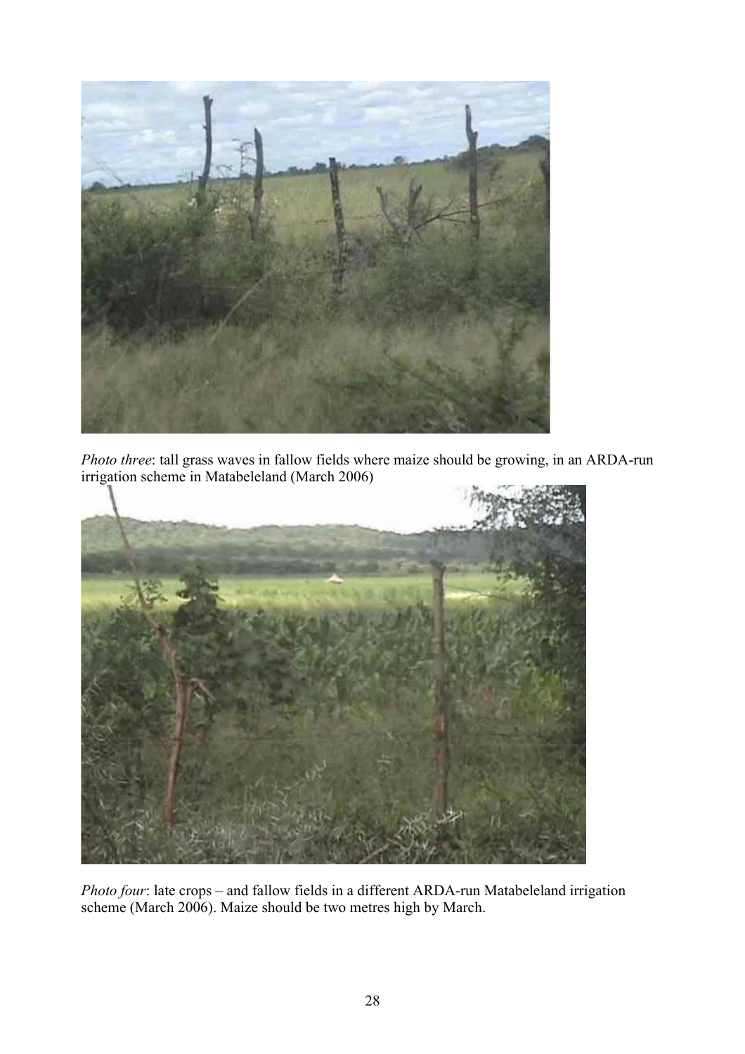*Photo three*: tall grass waves in fallow fields where maize should be growing, in an ARDA-run irrigation scheme in Matabeleland (March 2006)

*Photo four*: late crops – and fallow fields in a different ARDA-run Matabeleland irrigation scheme (March 2006). Maize should be two metres high by March.